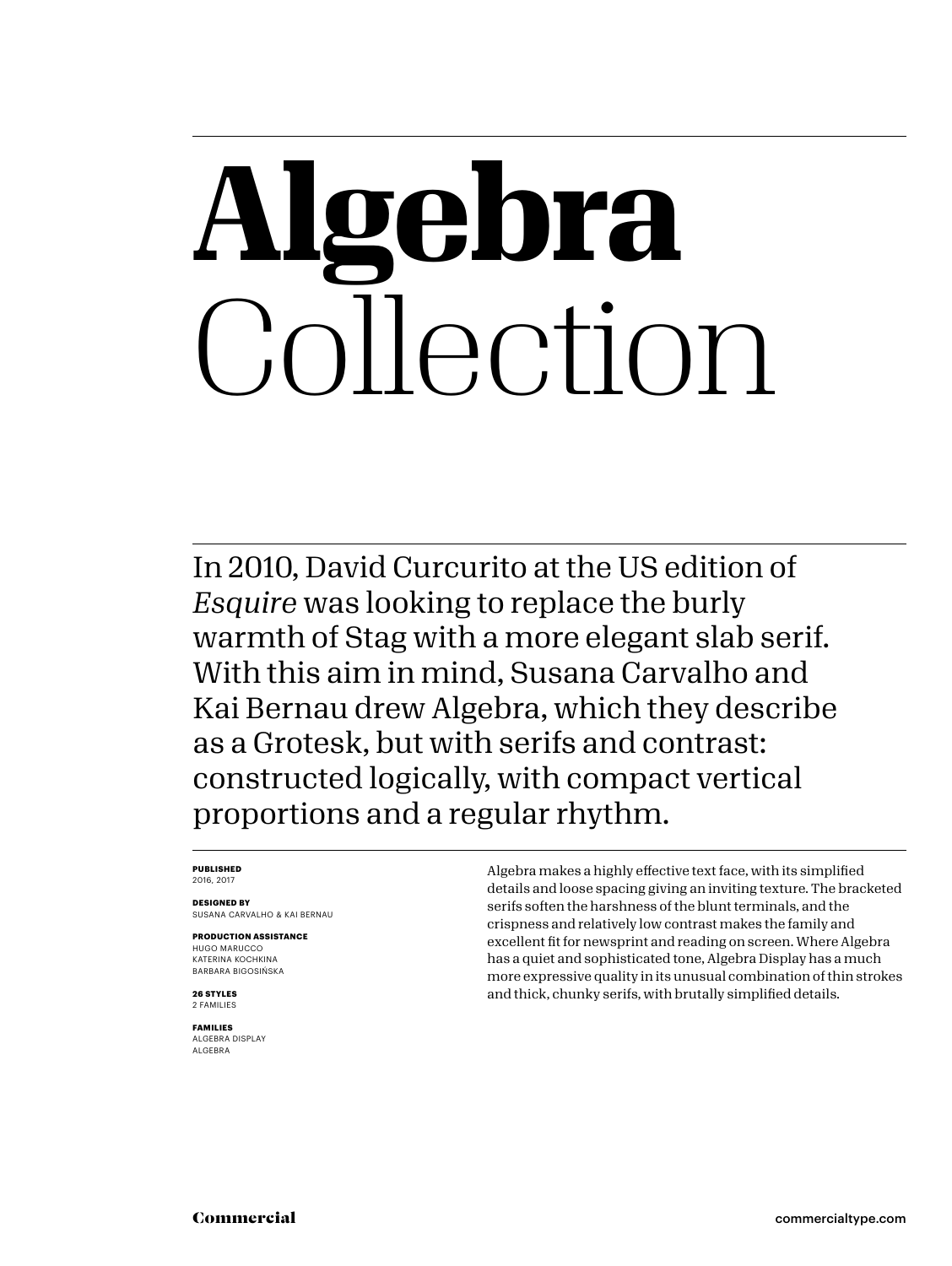# Algebra Collection

In 2010, David Curcurito at the US edition of *Esquire* was looking to replace the burly warmth of Stag with a more elegant slab serif. With this aim in mind, Susana Carvalho and Kai Bernau drew Algebra, which they describe as a Grotesk, but with serifs and contrast: constructed logically, with compact vertical proportions and a regular rhythm.

**PUBLISHED**
2016, 2017

**DESIGNED BY**
SUSANA CARVALHO & KAI BERNAU

**PRODUCTION ASSISTANCE**
HUGO MARUCCO
KATERINA KOCHKINA
BARBARA BIGOSIŃSKA

**26 STYLES**
2 FAMILIES

**FAMILIES**
ALGEBRA DISPLAY
ALGEBRA

Algebra makes a highly effective text face, with its simplified details and loose spacing giving an inviting texture. The bracketed serifs soften the harshness of the blunt terminals, and the crispness and relatively low contrast makes the family and excellent fit for newsprint and reading on screen. Where Algebra has a quiet and sophisticated tone, Algebra Display has a much more expressive quality in its unusual combination of thin strokes and thick, chunky serifs, with brutally simplified details.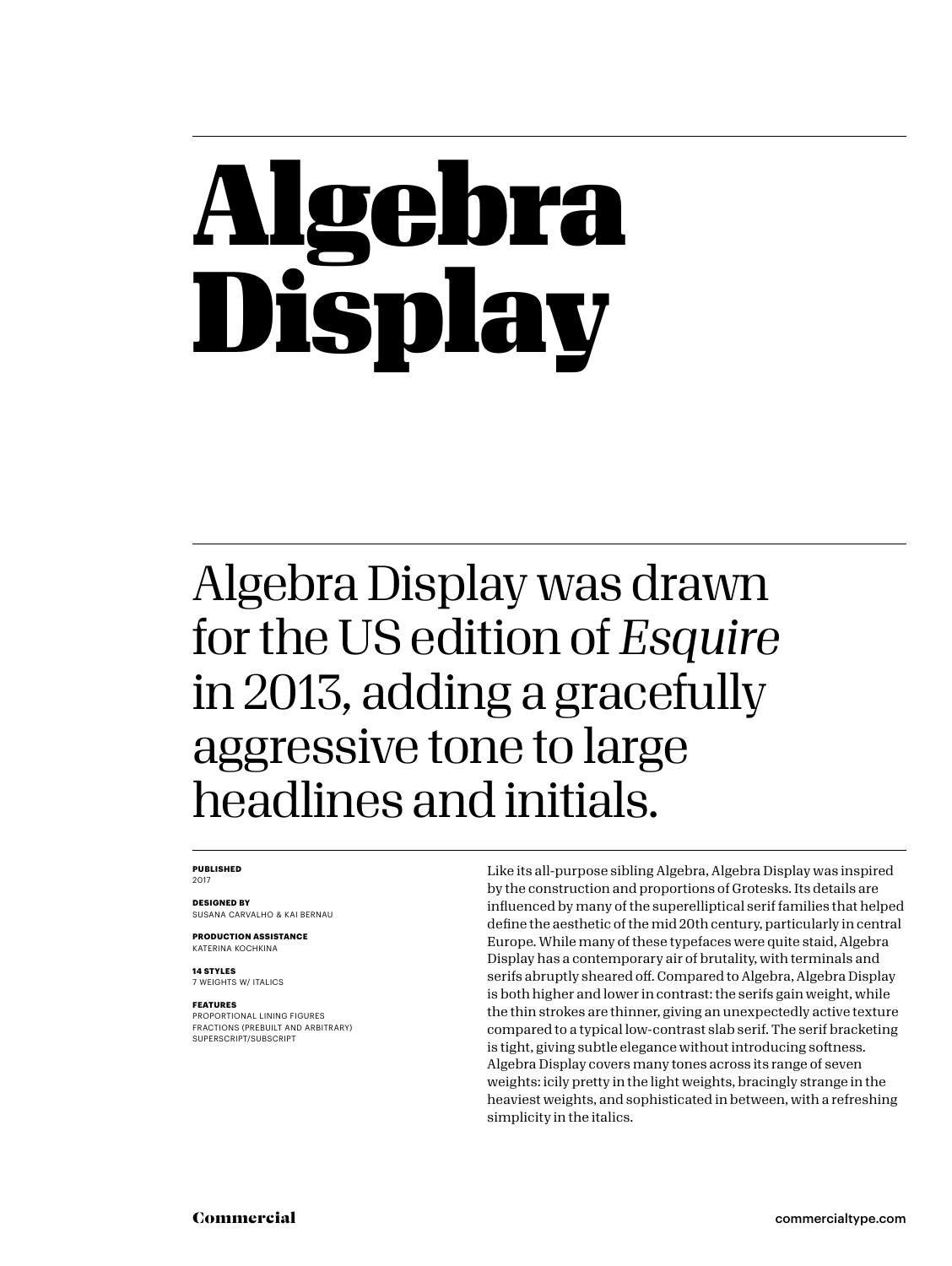# Algebra Display

Algebra Display was drawn for the US edition of *Esquire* in 2013, adding a gracefully aggressive tone to large headlines and initials.

**PUBLISHED**
2017

**DESIGNED BY**
SUSANA CARVALHO & KAI BERNAU

**PRODUCTION ASSISTANCE**
KATERINA KOCHKINA

**14 STYLES**
7 WEIGHTS W/ ITALICS

**FEATURES**
PROPORTIONAL LINING FIGURES
FRACTIONS (PREBUILT AND ARBITRARY)
SUPERSCRIPT/SUBSCRIPT

Like its all-purpose sibling Algebra, Algebra Display was inspired by the construction and proportions of Grotesks. Its details are influenced by many of the superelliptical serif families that helped define the aesthetic of the mid 20th century, particularly in central Europe. While many of these typefaces were quite staid, Algebra Display has a contemporary air of brutality, with terminals and serifs abruptly sheared off. Compared to Algebra, Algebra Display is both higher and lower in contrast: the serifs gain weight, while the thin strokes are thinner, giving an unexpectedly active texture compared to a typical low-contrast slab serif. The serif bracketing is tight, giving subtle elegance without introducing softness. Algebra Display covers many tones across its range of seven weights: icily pretty in the light weights, bracingly strange in the heaviest weights, and sophisticated in between, with a refreshing simplicity in the italics.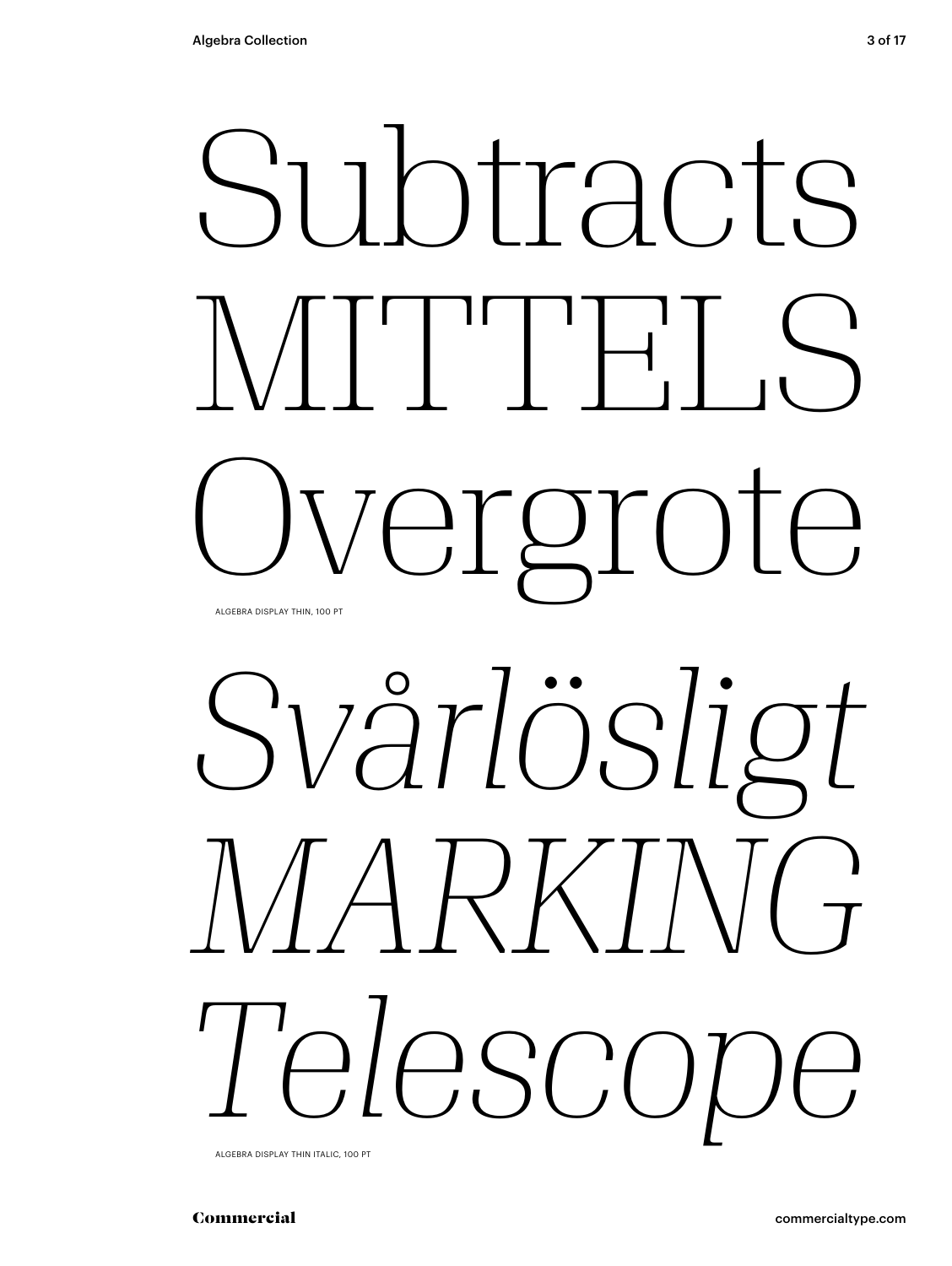Subtracts
MITTELS
Overgrote

ALGEBRA DISPLAY THIN, 100 PT

*Svårlösligt*
*MARKING*
*Telescope*

ALGEBRA DISPLAY THIN ITALIC, 100 PT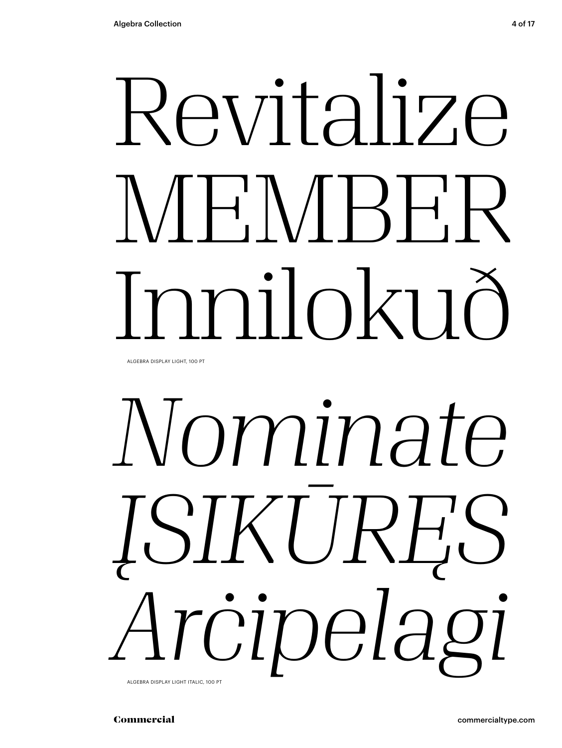Revitalize
MEMBER
Innilokuð

ALGEBRA DISPLAY LIGHT, 100 PT

*Nominate*
*ĮSIKŪRĘS*
*Arċipelagi*

ALGEBRA DISPLAY LIGHT ITALIC, 100 PT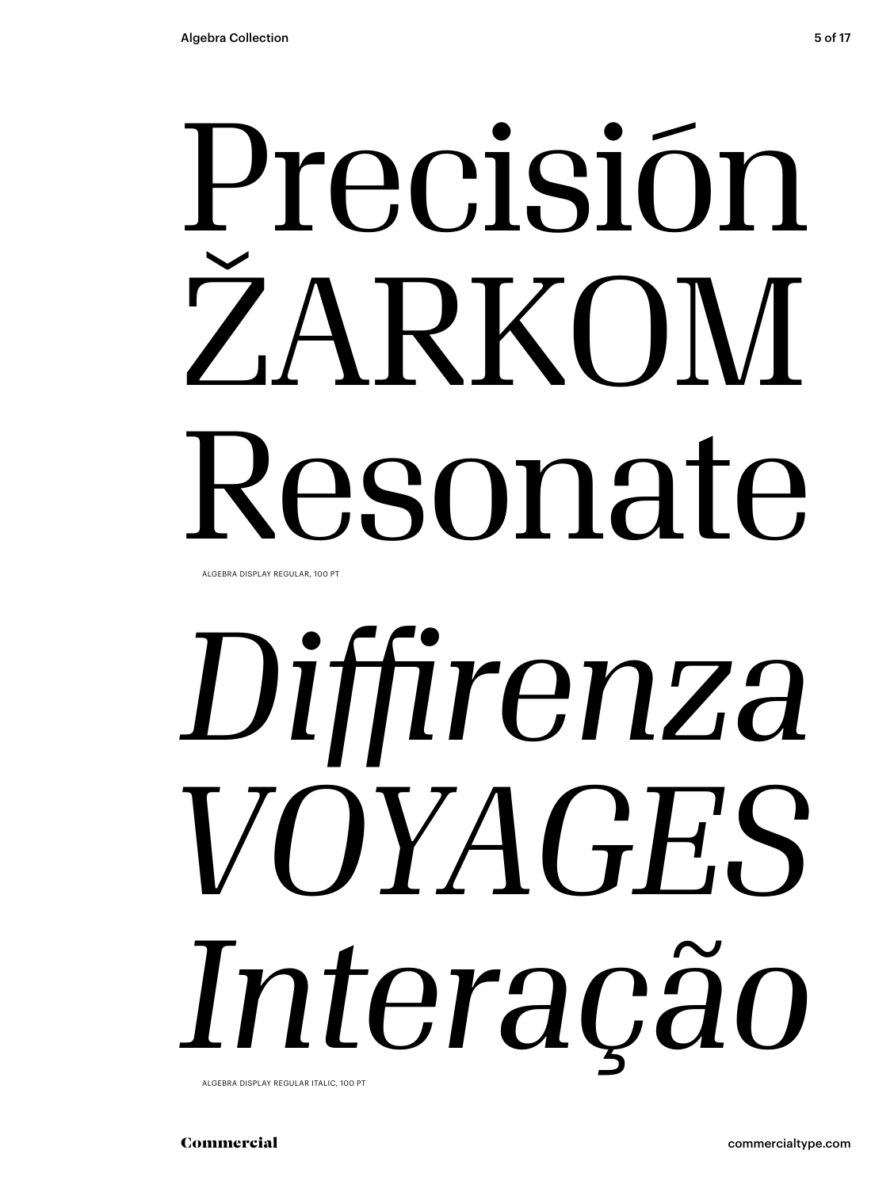Precisión
ŽARKOM
Resonate

ALGEBRA DISPLAY REGULAR, 100 PT

*Diffirenza*
*VOYAGES*
*Interação*

ALGEBRA DISPLAY REGULAR ITALIC, 100 PT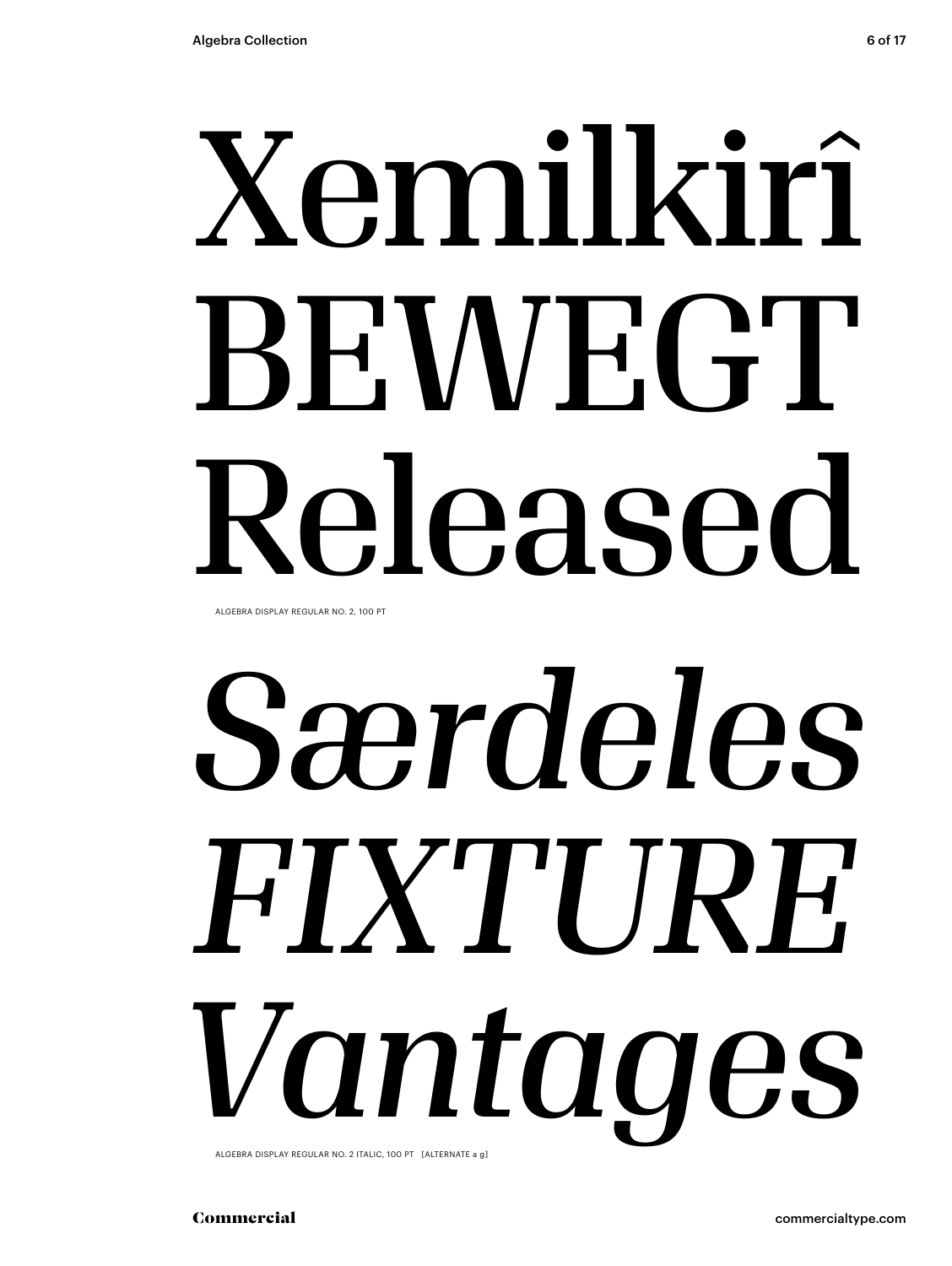Xemilkirî
BEWEGT
Released

ALGEBRA DISPLAY REGULAR NO. 2, 100 PT

*Særdeles*
*FIXTURE*
*Vantages*

ALGEBRA DISPLAY REGULAR NO. 2 ITALIC, 100 PT [ALTERNATE a g]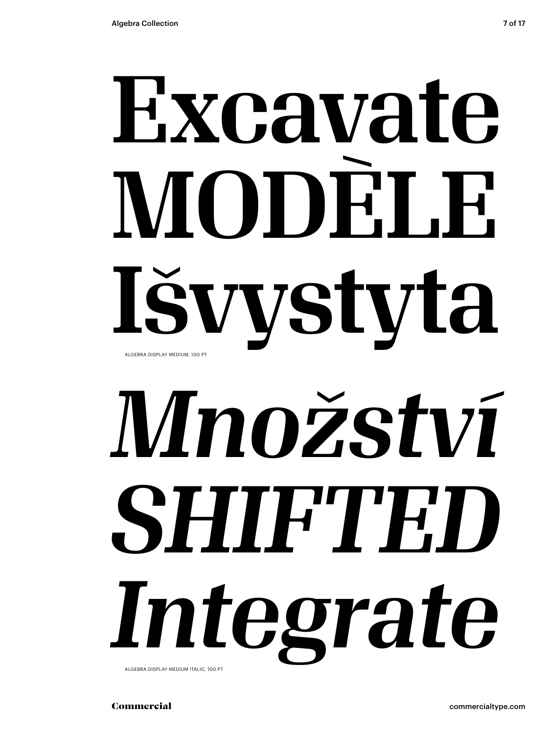Excavate
MODÈLE
Išvystyta

ALGEBRA DISPLAY MEDIUM, 100 PT

*Množství*
*SHIFTED*
*Integrate*

ALGEBRA DISPLAY MEDIUM ITALIC, 100 PT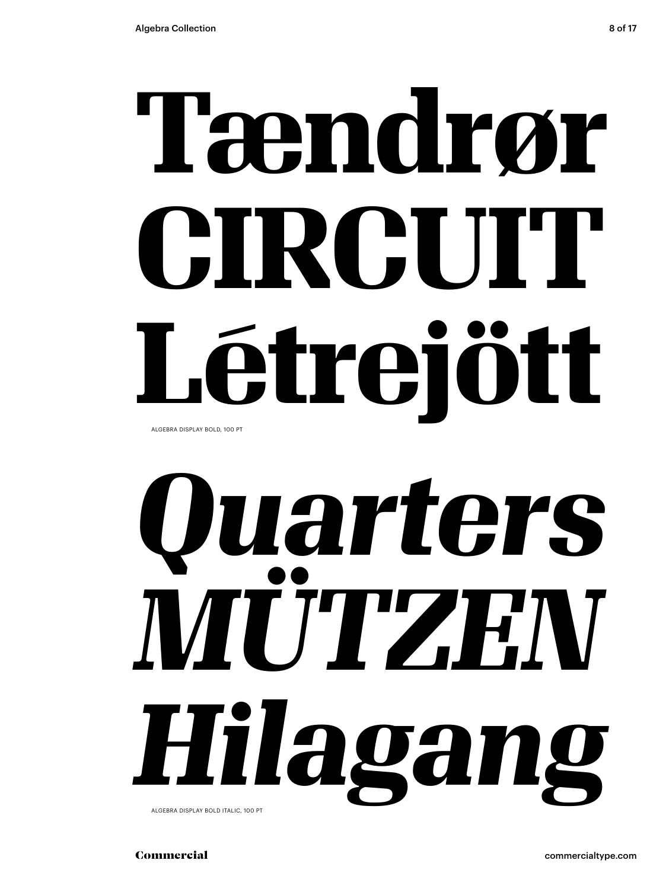# Tændrør
# CIRCUIT
# Létrejött

ALGEBRA DISPLAY BOLD, 100 PT

# *Quarters*
# *MÜTZEN*
# *Hilagang*

ALGEBRA DISPLAY BOLD ITALIC, 100 PT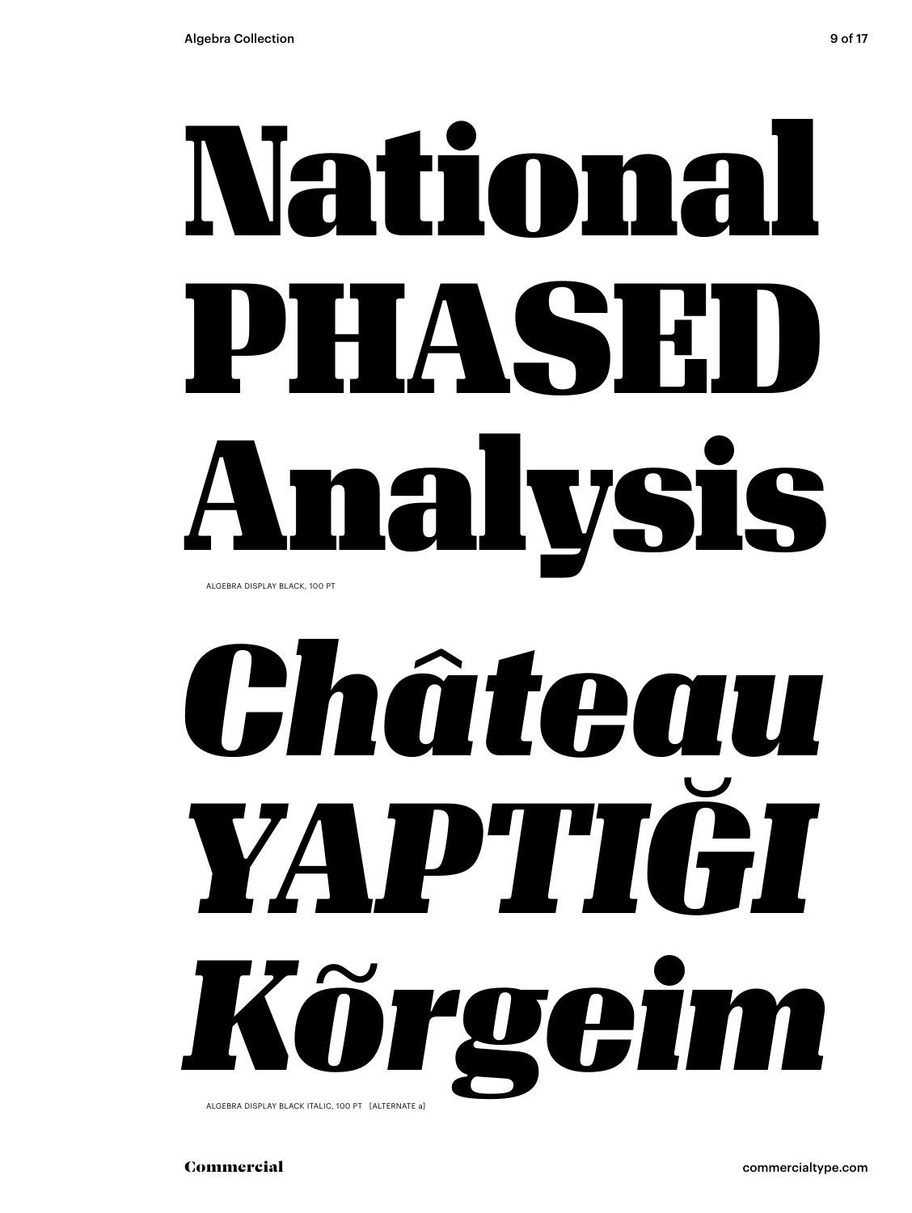# National PHASED Analysis

ALGEBRA DISPLAY BLACK, 100 PT

# *Château YAPTIĞI Kõrgeim*

ALGEBRA DISPLAY BLACK ITALIC, 100 PT [ALTERNATE a]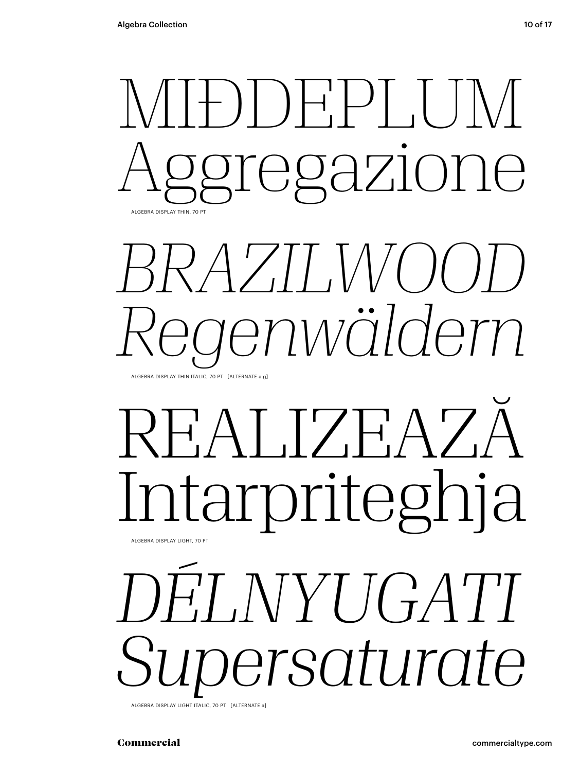MIĐDEPLUM
Aggregazione

ALGEBRA DISPLAY THIN, 70 PT

*BRAZILWOOD*
*Regenwäldern*

ALGEBRA DISPLAY THIN ITALIC, 70 PT [ALTERNATE a g]

REALIZEAZĂ
Intarpriteghja

ALGEBRA DISPLAY LIGHT, 70 PT

*DÉLNYUGATI*
*Supersaturate*

ALGEBRA DISPLAY LIGHT ITALIC, 70 PT [ALTERNATE a]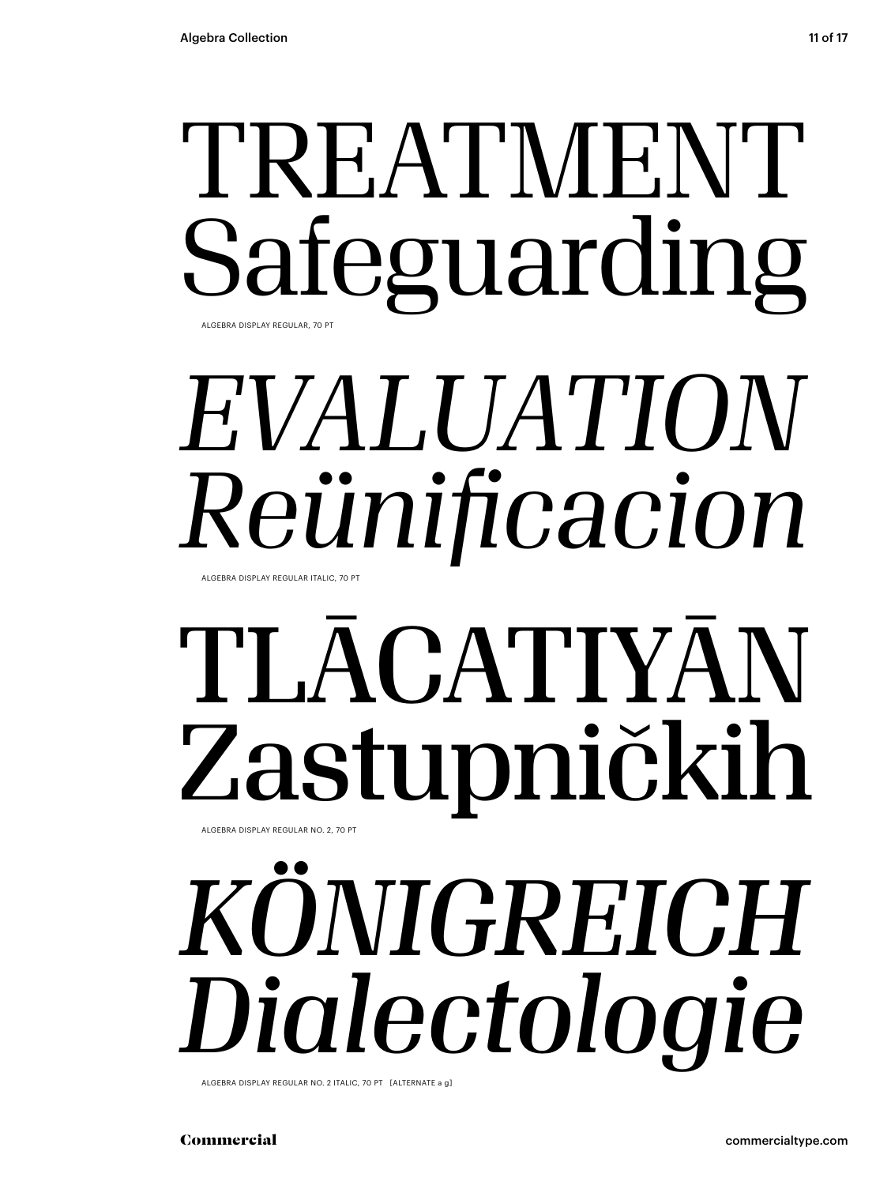TREATMENT
Safeguarding

ALGEBRA DISPLAY REGULAR, 70 PT

*EVALUATION*
*Reünificacion*

ALGEBRA DISPLAY REGULAR ITALIC, 70 PT

TLĀCATIYĀN
Zastupničkih

ALGEBRA DISPLAY REGULAR NO. 2, 70 PT

*KÖNIGREICH*
*Dialectologie*

ALGEBRA DISPLAY REGULAR NO. 2 ITALIC, 70 PT [ALTERNATE a g]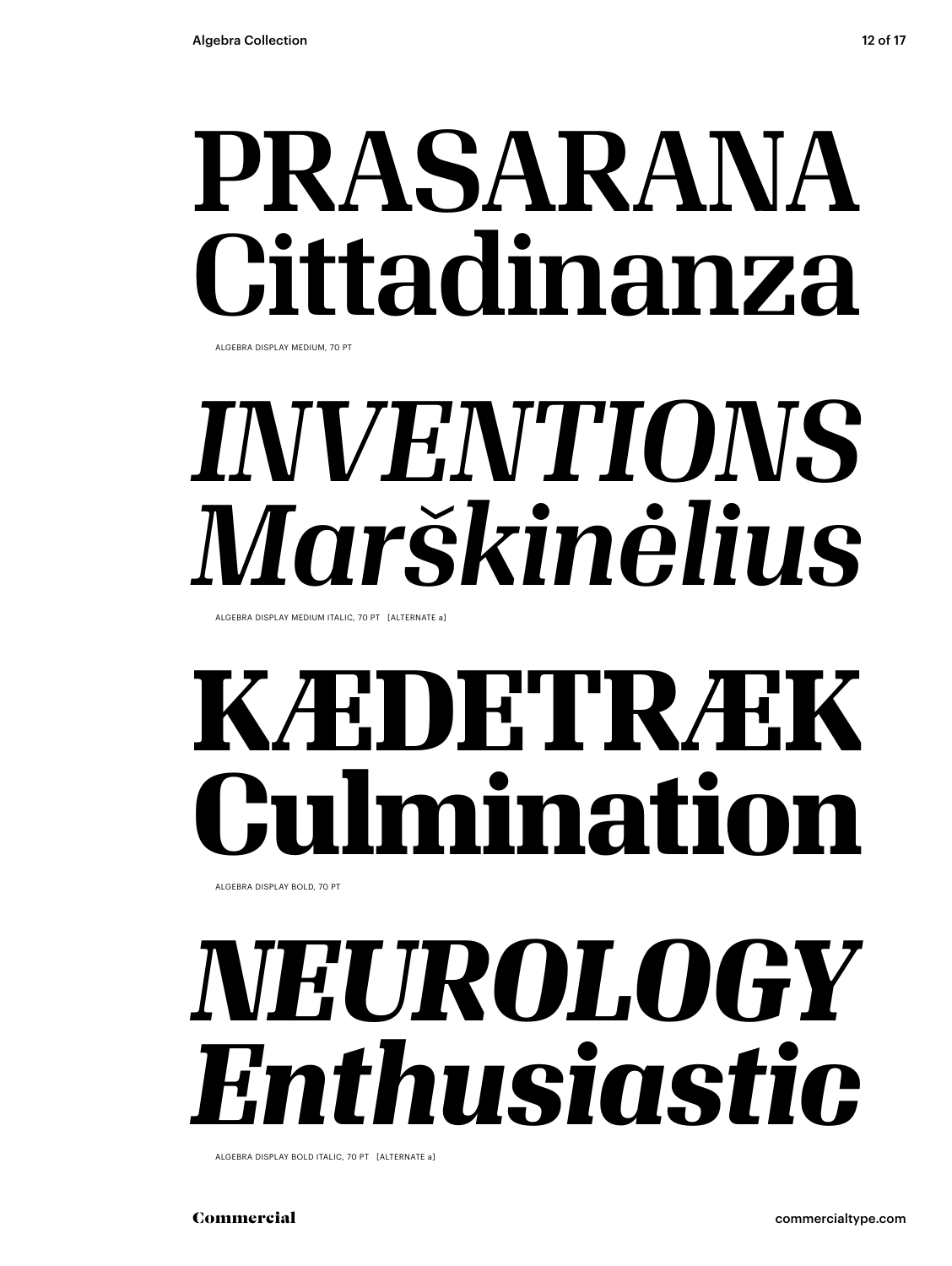# PRASARANA Cittadinanza

ALGEBRA DISPLAY MEDIUM, 70 PT

# *INVENTIONS Marškinėlius*

ALGEBRA DISPLAY MEDIUM ITALIC, 70 PT [ALTERNATE a]

# **KÆDETRÆK Culmination**

ALGEBRA DISPLAY BOLD, 70 PT

# ***NEUROLOGY Enthusiastic***

ALGEBRA DISPLAY BOLD ITALIC, 70 PT [ALTERNATE a]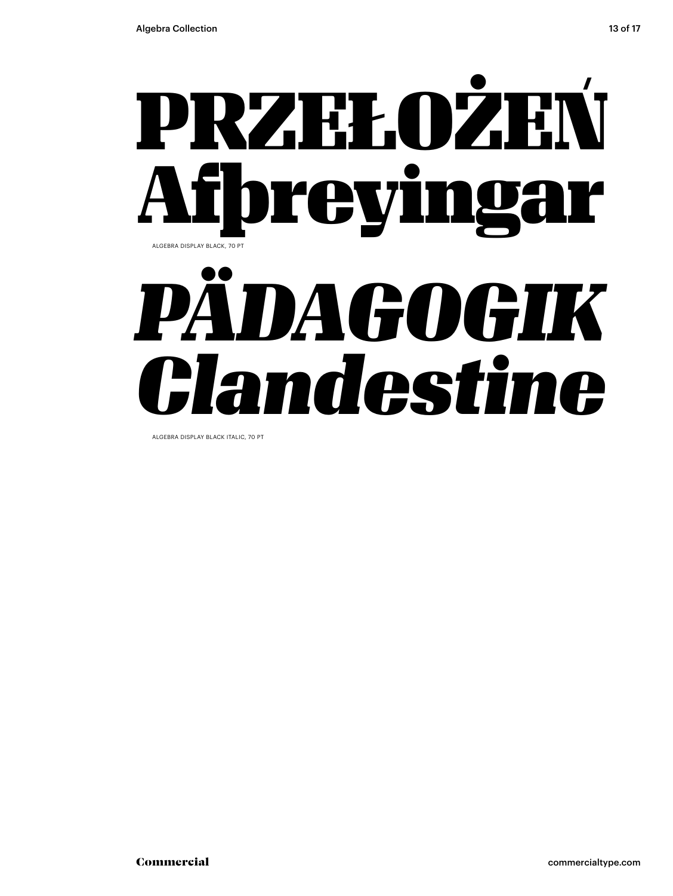PRZEŁOŻEŃ
Afþreyingar

ALGEBRA DISPLAY BLACK, 70 PT

*PÄDAGOGIK*
*Clandestine*

ALGEBRA DISPLAY BLACK ITALIC, 70 PT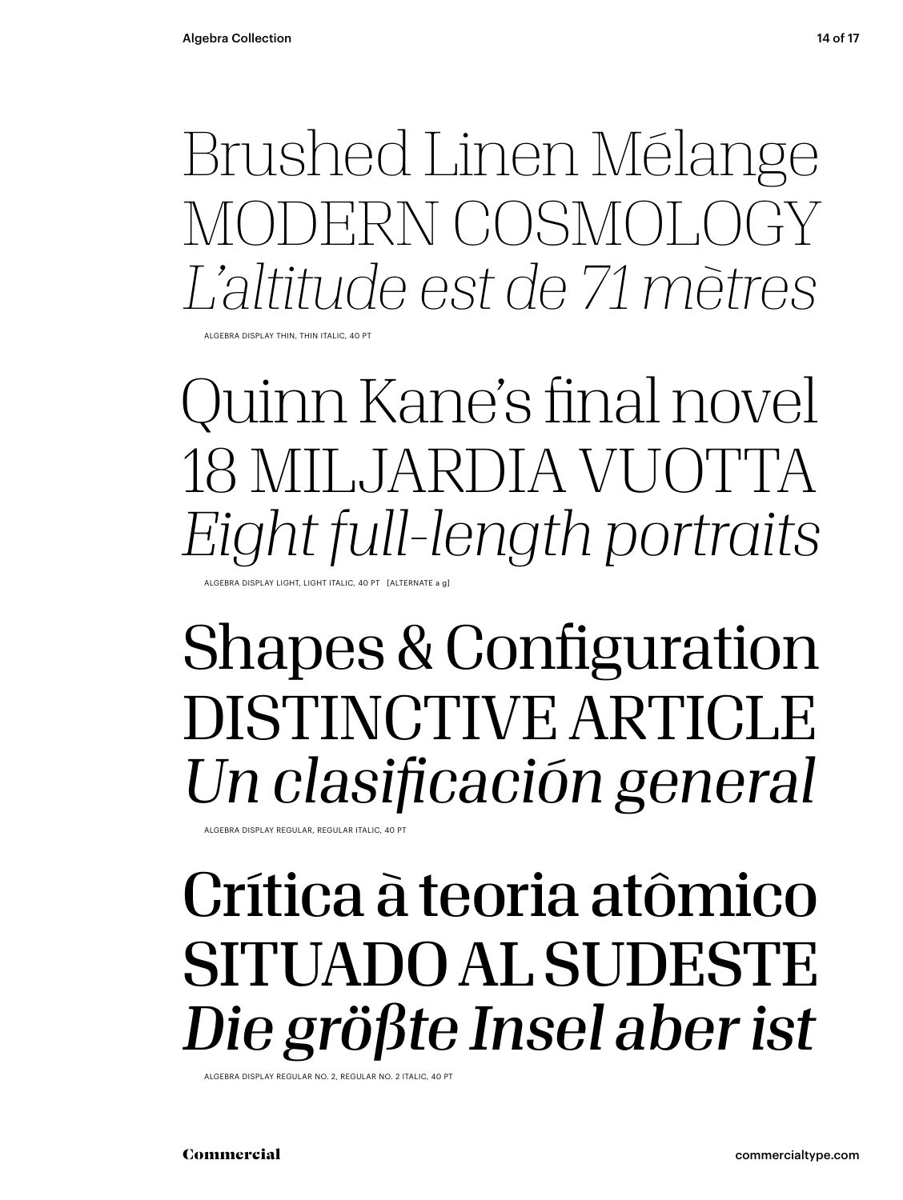Brushed Linen Mélange
MODERN COSMOLOGY
*L'altitude est de 71 mètres*

ALGEBRA DISPLAY THIN, THIN ITALIC, 40 PT

Quinn Kane's final novel
18 MILJARDIA VUOTTA
*Eight full-length portraits*

ALGEBRA DISPLAY LIGHT, LIGHT ITALIC, 40 PT [ALTERNATE a g]

Shapes & Configuration
DISTINCTIVE ARTICLE
*Un clasificación general*

ALGEBRA DISPLAY REGULAR, REGULAR ITALIC, 40 PT

Crítica à teoria atômico
SITUADO AL SUDESTE
*Die größte Insel aber ist*

ALGEBRA DISPLAY REGULAR NO. 2, REGULAR NO. 2 ITALIC, 40 PT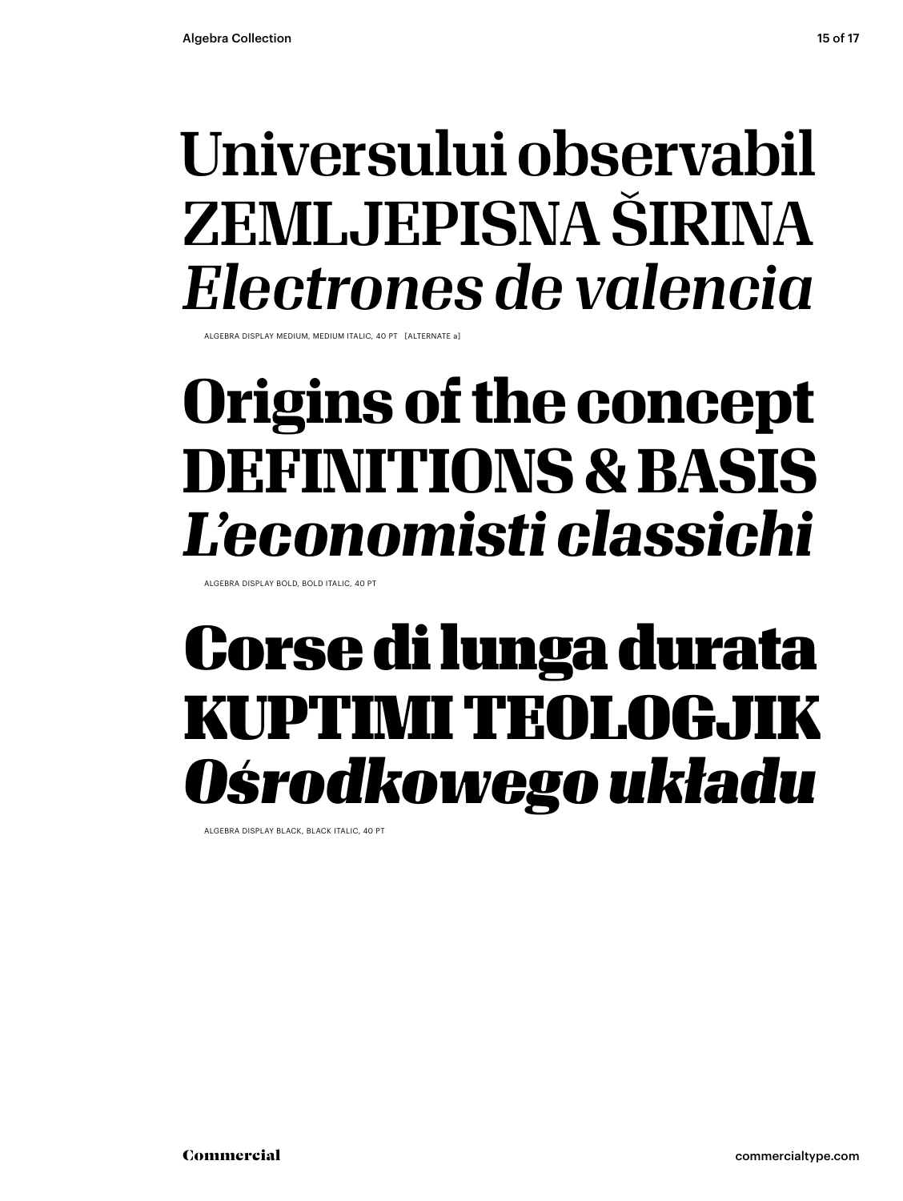Universului observabil
ZEMLJEPISNA ŠIRINA
*Electrones de valencia*

ALGEBRA DISPLAY MEDIUM, MEDIUM ITALIC, 40 PT [ALTERNATE a]

**Origins of the concept**
**DEFINITIONS & BASIS**
***L'economisti classichi***

ALGEBRA DISPLAY BOLD, BOLD ITALIC, 40 PT

**Corse di lunga durata**
**KUPTIMI TEOLOGJIK**
***Ośrodkowego układu***

ALGEBRA DISPLAY BLACK, BLACK ITALIC, 40 PT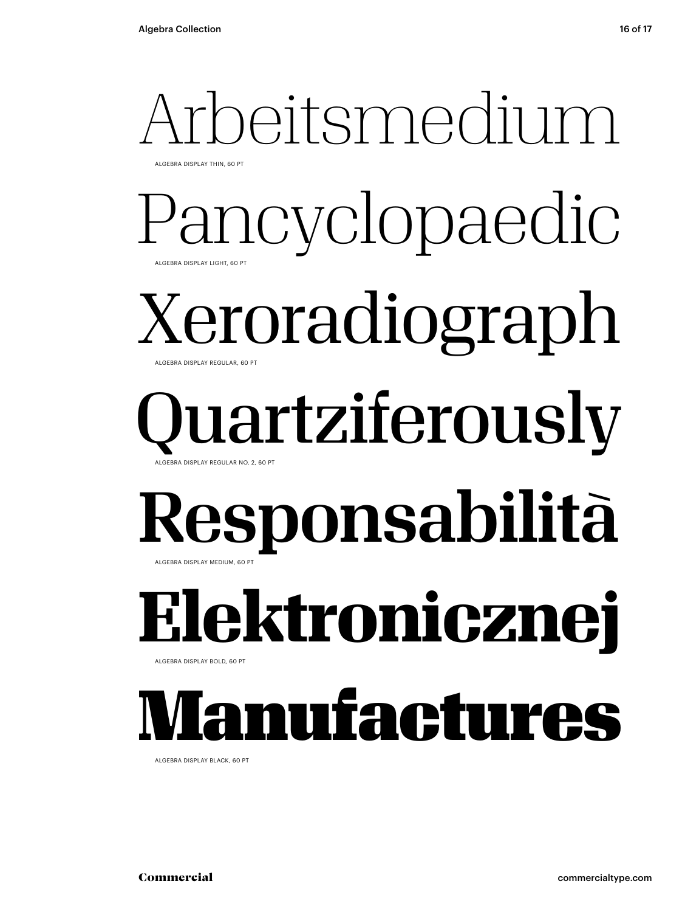Arbeitsmedium

ALGEBRA DISPLAY THIN, 60 PT

Pancyclopaedic

ALGEBRA DISPLAY LIGHT, 60 PT

Xeroradiograph

ALGEBRA DISPLAY REGULAR, 60 PT

Quartziferously

ALGEBRA DISPLAY REGULAR NO. 2, 60 PT

**Responsabilità**

ALGEBRA DISPLAY MEDIUM, 60 PT

**Elektronicznej**

ALGEBRA DISPLAY BOLD, 60 PT

**Manufactures**

ALGEBRA DISPLAY BLACK, 60 PT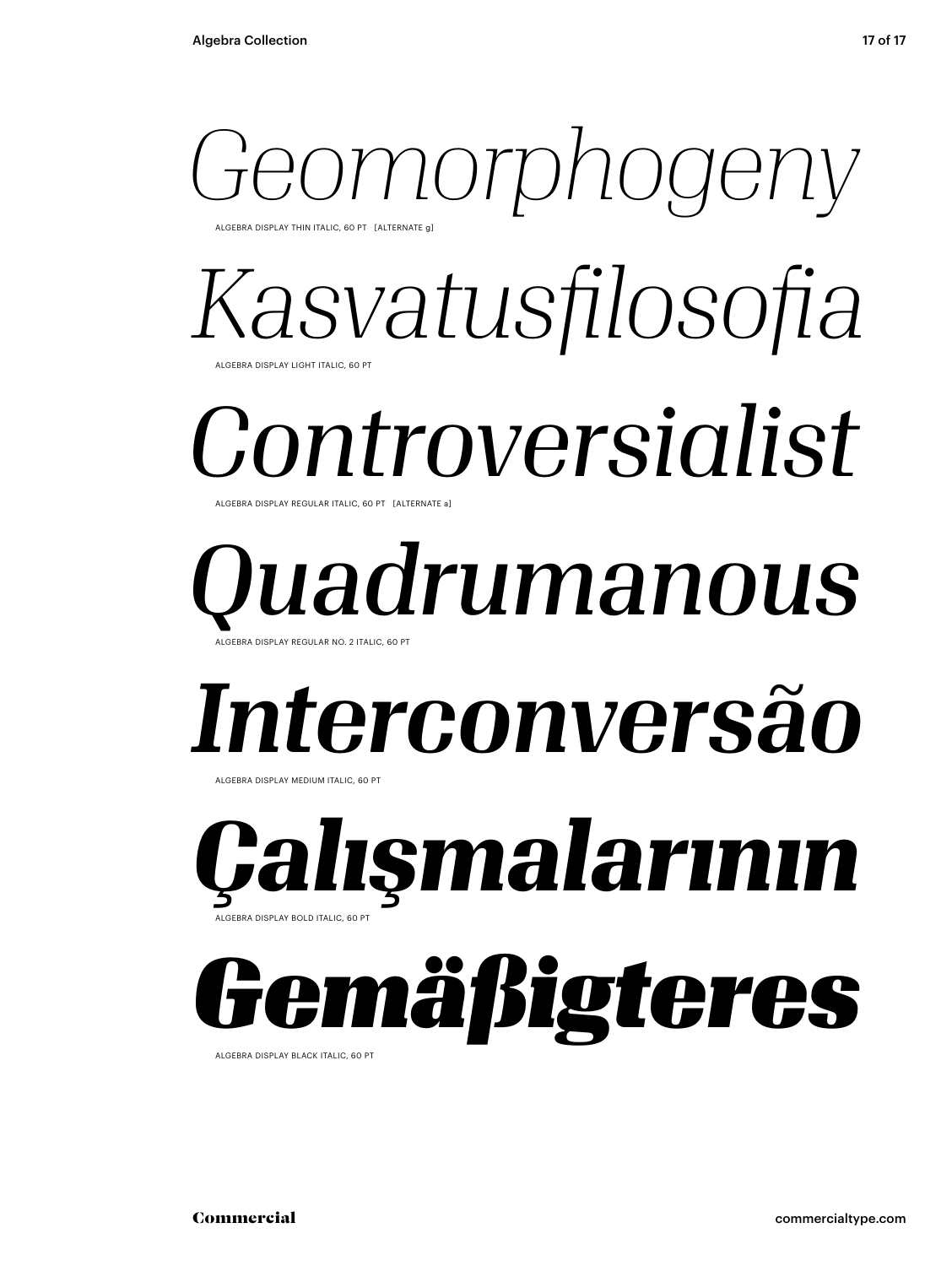*Geomorphogeny*

ALGEBRA DISPLAY THIN ITALIC, 60 PT [ALTERNATE g]

*Kasvatusfilosofia*

ALGEBRA DISPLAY LIGHT ITALIC, 60 PT

*Controversialist*

ALGEBRA DISPLAY REGULAR ITALIC, 60 PT [ALTERNATE a]

*Quadrumanous*

ALGEBRA DISPLAY REGULAR NO. 2 ITALIC, 60 PT

***Interconversão***

ALGEBRA DISPLAY MEDIUM ITALIC, 60 PT

***Çalışmalarının***

ALGEBRA DISPLAY BOLD ITALIC, 60 PT

***Gemäßigteres***

ALGEBRA DISPLAY BLACK ITALIC, 60 PT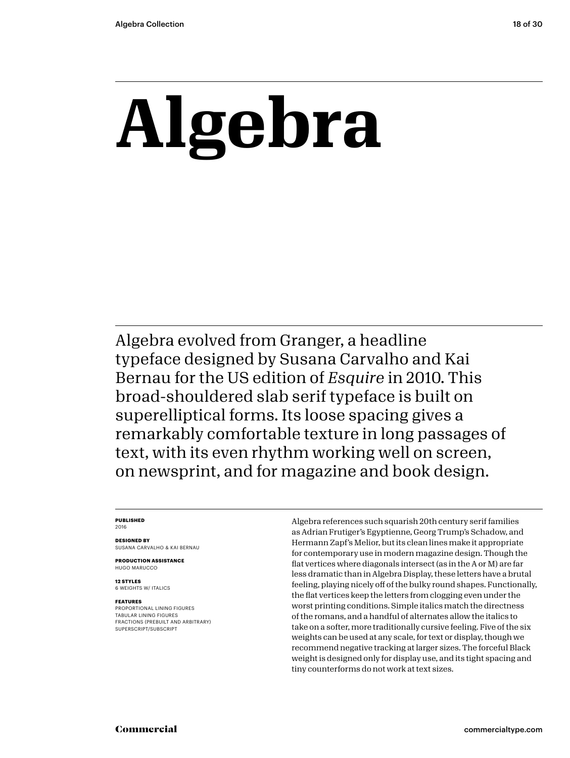# Algebra

Algebra evolved from Granger, a headline typeface designed by Susana Carvalho and Kai Bernau for the US edition of *Esquire* in 2010. This broad-shouldered slab serif typeface is built on superelliptical forms. Its loose spacing gives a remarkably comfortable texture in long passages of text, with its even rhythm working well on screen, on newsprint, and for magazine and book design.

**PUBLISHED**
2016

**DESIGNED BY**
SUSANA CARVALHO & KAI BERNAU

**PRODUCTION ASSISTANCE**
HUGO MARUCCO

**12 STYLES**
6 WEIGHTS W/ ITALICS

**FEATURES**
PROPORTIONAL LINING FIGURES
TABULAR LINING FIGURES
FRACTIONS (PREBUILT AND ARBITRARY)
SUPERSCRIPT/SUBSCRIPT

Algebra references such squarish 20th century serif families as Adrian Frutiger's Egyptienne, Georg Trump's Schadow, and Hermann Zapf's Melior, but its clean lines make it appropriate for contemporary use in modern magazine design. Though the flat vertices where diagonals intersect (as in the A or M) are far less dramatic than in Algebra Display, these letters have a brutal feeling, playing nicely off of the bulky round shapes. Functionally, the flat vertices keep the letters from clogging even under the worst printing conditions. Simple italics match the directness of the romans, and a handful of alternates allow the italics to take on a softer, more traditionally cursive feeling. Five of the six weights can be used at any scale, for text or display, though we recommend negative tracking at larger sizes. The forceful Black weight is designed only for display use, and its tight spacing and tiny counterforms do not work at text sizes.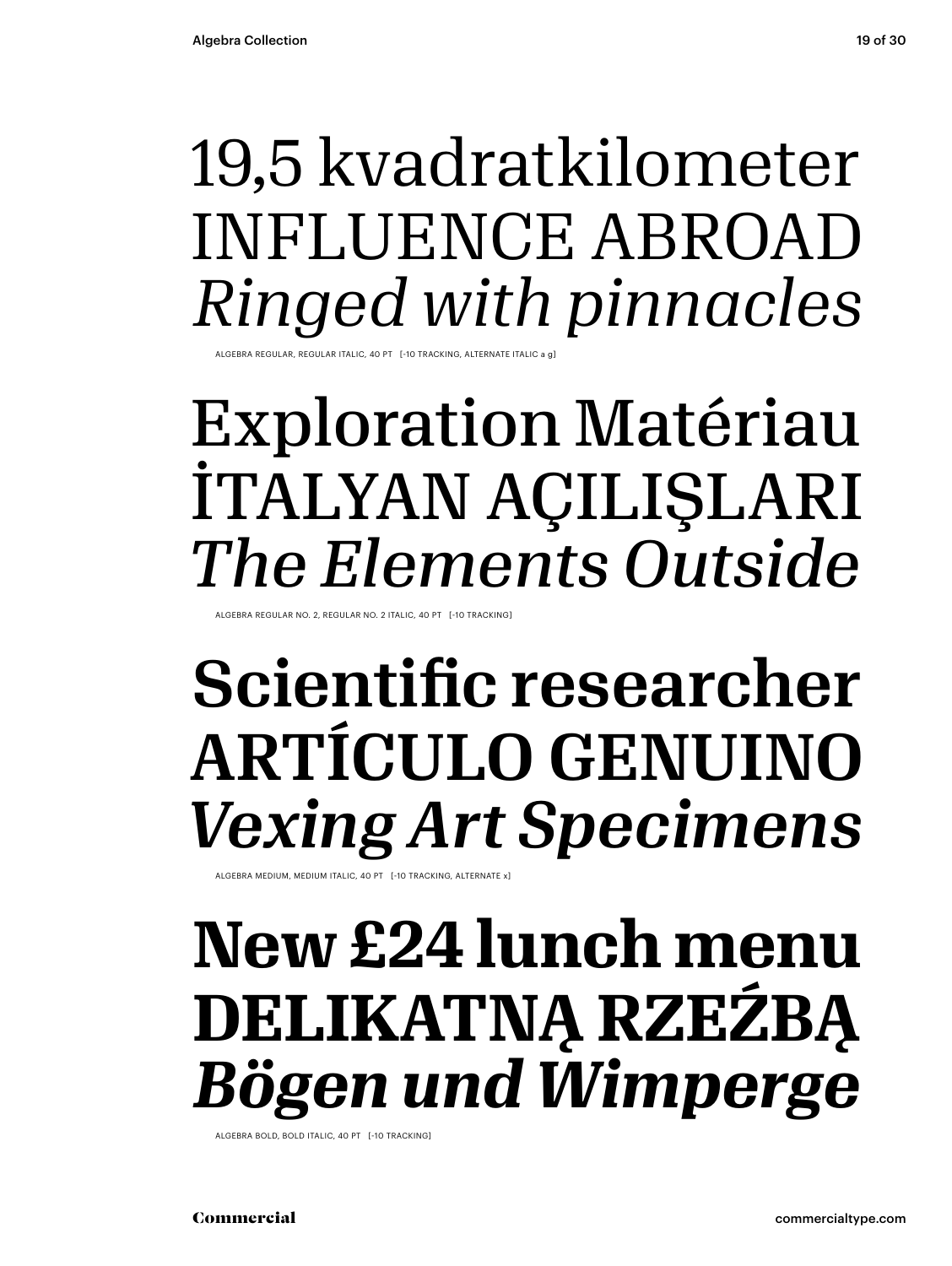19,5 kvadratkilometer
INFLUENCE ABROAD
*Ringed with pinnacles*

ALGEBRA REGULAR, REGULAR ITALIC, 40 PT [-10 TRACKING, ALTERNATE ITALIC a g]

Exploration Matériau
İTALYAN AÇILIŞLARI
*The Elements Outside*

ALGEBRA REGULAR NO. 2, REGULAR NO. 2 ITALIC, 40 PT [-10 TRACKING]

**Scientific researcher**
**ARTÍCULO GENUINO**
***Vexing Art Specimens***

ALGEBRA MEDIUM, MEDIUM ITALIC, 40 PT [-10 TRACKING, ALTERNATE x]

**New £24 lunch menu**
**DELIKATNĄ RZEŹBĄ**
***Bögen und Wimperge***

ALGEBRA BOLD, BOLD ITALIC, 40 PT [-10 TRACKING]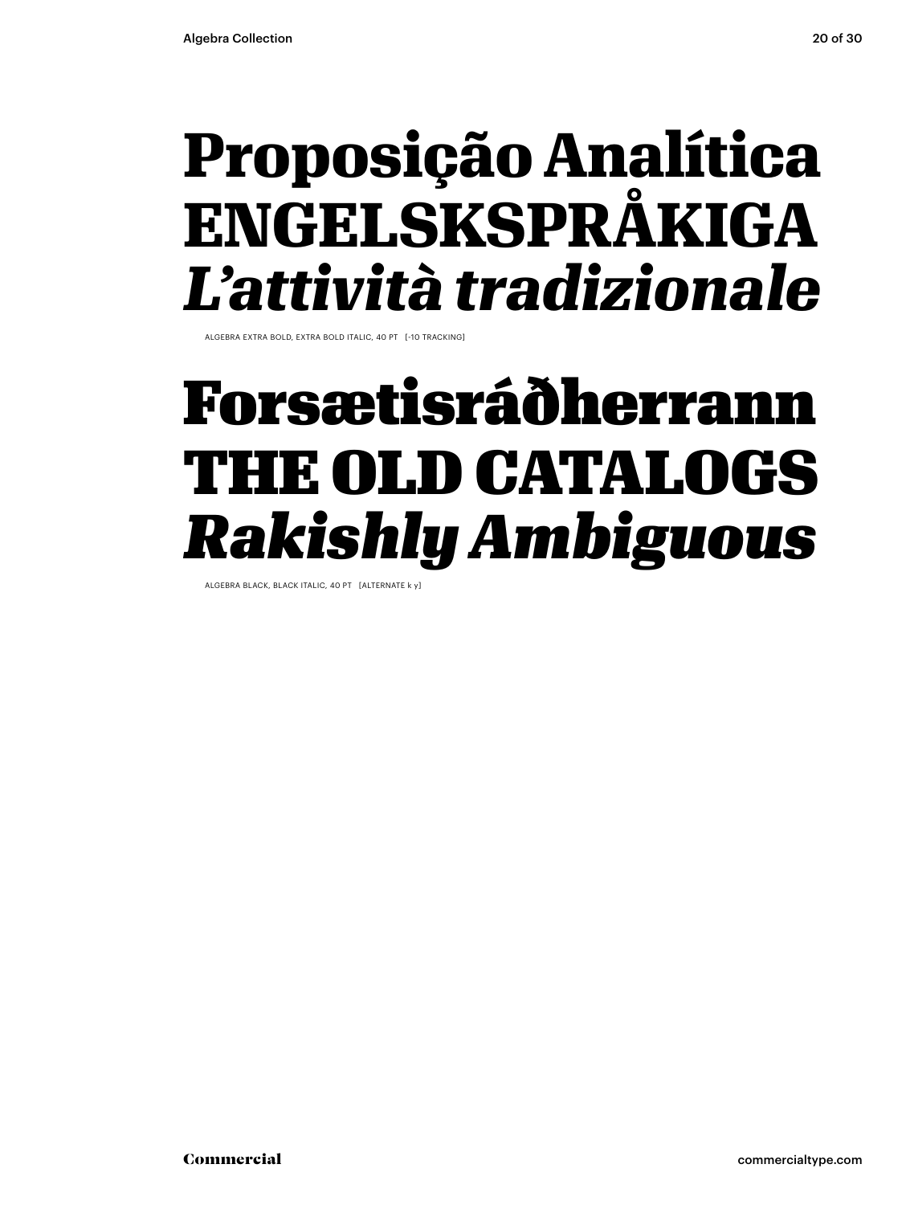**Proposição Analítica**
**ENGELSKSPRÅKIGA**
***L'attività tradizionale***

ALGEBRA EXTRA BOLD, EXTRA BOLD ITALIC, 40 PT [-10 TRACKING]

**Forsætisráðherrann**
**THE OLD CATALOGS**
***Rakishly Ambiguous***

ALGEBRA BLACK, BLACK ITALIC, 40 PT [ALTERNATE k y]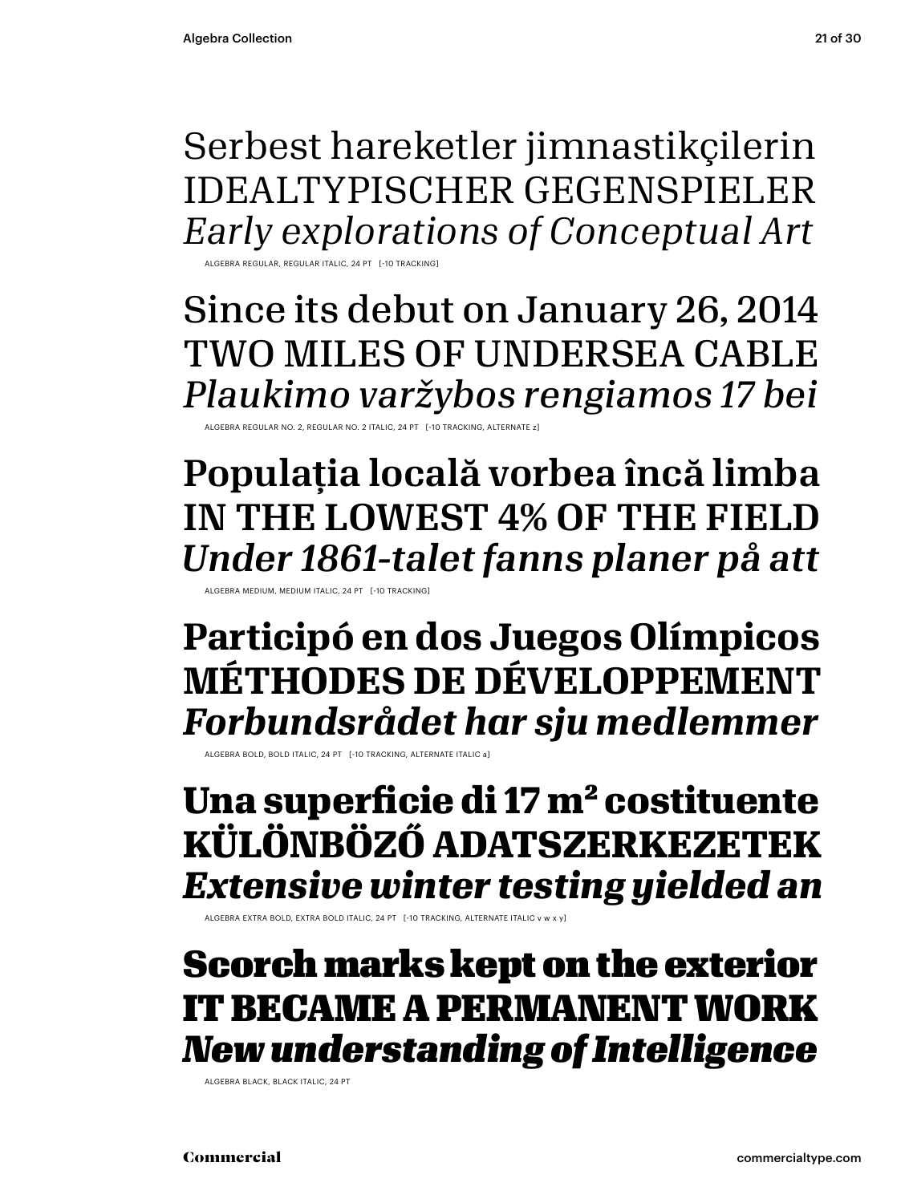Serbest hareketler jimnastikçilerin
IDEALTYPISCHER GEGENSPIELER
*Early explorations of Conceptual Art*

ALGEBRA REGULAR, REGULAR ITALIC, 24 PT [-10 TRACKING]

Since its debut on January 26, 2014
TWO MILES OF UNDERSEA CABLE
*Plaukimo varžybos rengiamos 17 bei*

ALGEBRA REGULAR NO. 2, REGULAR NO. 2 ITALIC, 24 PT [-10 TRACKING, ALTERNATE z]

**Populația locală vorbea încă limba**
**IN THE LOWEST 4% OF THE FIELD**
***Under 1861-talet fanns planer på att***

ALGEBRA MEDIUM, MEDIUM ITALIC, 24 PT [-10 TRACKING]

**Participó en dos Juegos Olímpicos**
**MÉTHODES DE DÉVELOPPEMENT**
***Forbundsrådet har sju medlemmer***

ALGEBRA BOLD, BOLD ITALIC, 24 PT [-10 TRACKING, ALTERNATE ITALIC a]

**Una superficie di 17 m² costituente**
**KÜLÖNBÖZŐ ADATSZERKEZETEK**
***Extensive winter testing yielded an***

ALGEBRA EXTRA BOLD, EXTRA BOLD ITALIC, 24 PT [-10 TRACKING, ALTERNATE ITALIC v w x y]

**Scorch marks kept on the exterior**
**IT BECAME A PERMANENT WORK**
***New understanding of Intelligence***

ALGEBRA BLACK, BLACK ITALIC, 24 PT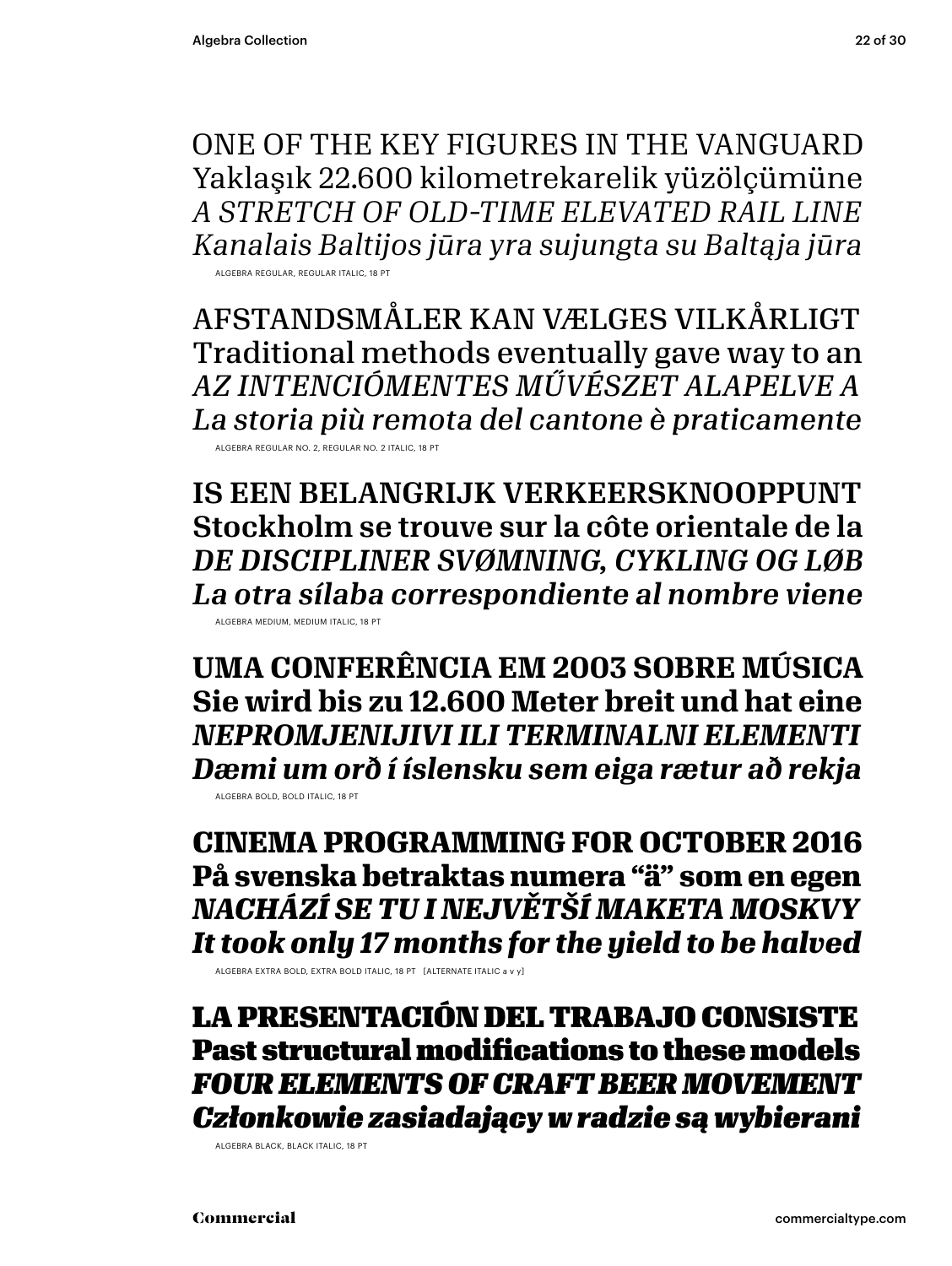ONE OF THE KEY FIGURES IN THE VANGUARD
Yaklaşık 22.600 kilometrekarelik yüzölçümüne
*A STRETCH OF OLD-TIME ELEVATED RAIL LINE*
*Kanalais Baltijos jūra yra sujungta su Baltąja jūra*

ALGEBRA REGULAR, REGULAR ITALIC, 18 PT

AFSTANDSMÅLER KAN VÆLGES VILKÅRLIGT
Traditional methods eventually gave way to an
*AZ INTENCIÓMENTES MŰVÉSZET ALAPELVE A*
*La storia più remota del cantone è praticamente*

ALGEBRA REGULAR NO. 2, REGULAR NO. 2 ITALIC, 18 PT

**IS EEN BELANGRIJK VERKEERSKNOOPPUNT**
**Stockholm se trouve sur la côte orientale de la**
***DE DISCIPLINER SVØMNING, CYKLING OG LØB***
***La otra sílaba correspondiente al nombre viene***

ALGEBRA MEDIUM, MEDIUM ITALIC, 18 PT

**UMA CONFERÊNCIA EM 2003 SOBRE MÚSICA**
**Sie wird bis zu 12.600 Meter breit und hat eine**
***NEPROMJENIJIVI ILI TERMINALNI ELEMENTI***
***Dæmi um orð í íslensku sem eiga rætur að rekja***

ALGEBRA BOLD, BOLD ITALIC, 18 PT

**CINEMA PROGRAMMING FOR OCTOBER 2016**
**På svenska betraktas numera "ä" som en egen**
***NACHÁZÍ SE TU I NEJVĚTŠÍ MAKETA MOSKVY***
***It took only 17 months for the yield to be halved***

ALGEBRA EXTRA BOLD, EXTRA BOLD ITALIC, 18 PT [ALTERNATE ITALIC a v y]

**LA PRESENTACIÓN DEL TRABAJO CONSISTE**
**Past structural modifications to these models**
***FOUR ELEMENTS OF CRAFT BEER MOVEMENT***
***Członkowie zasiadający w radzie są wybierani***

ALGEBRA BLACK, BLACK ITALIC, 18 PT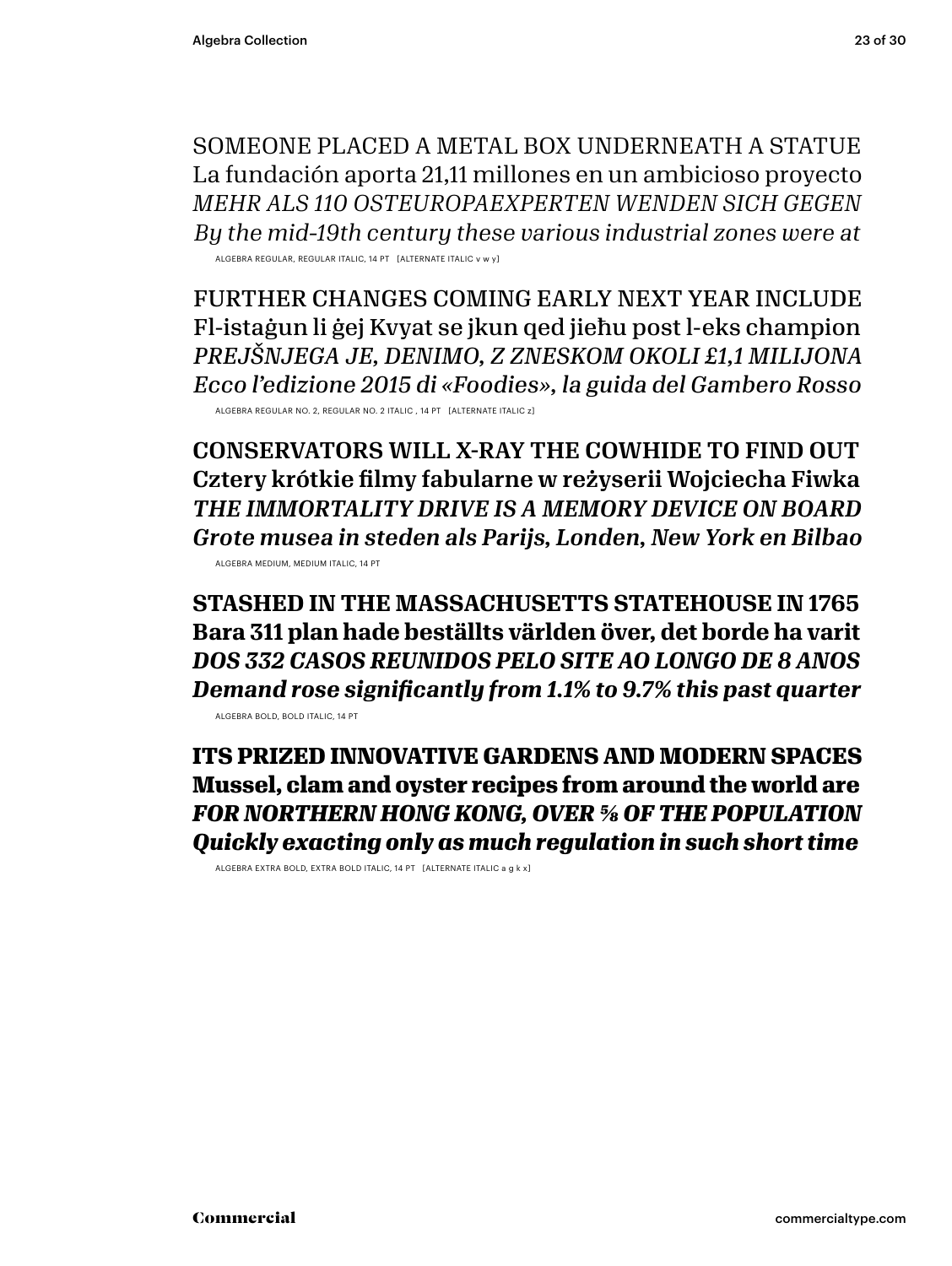SOMEONE PLACED A METAL BOX UNDERNEATH A STATUE
La fundación aporta 21,11 millones en un ambicioso proyecto
*MEHR ALS 110 OSTEUROPAEXPERTEN WENDEN SICH GEGEN*
*By the mid-19th century these various industrial zones were at*

ALGEBRA REGULAR, REGULAR ITALIC, 14 PT [ALTERNATE ITALIC v w y]

FURTHER CHANGES COMING EARLY NEXT YEAR INCLUDE
Fl-istaġun li ġej Kvyat se jkun qed jieħu post l-eks champion
*PREJŠNJEGA JE, DENIMO, Z ZNESKOM OKOLI £1,1 MILIJONA*
*Ecco l'edizione 2015 di «Foodies», la guida del Gambero Rosso*

ALGEBRA REGULAR NO. 2, REGULAR NO. 2 ITALIC , 14 PT [ALTERNATE ITALIC z]

CONSERVATORS WILL X-RAY THE COWHIDE TO FIND OUT
Cztery krótkie filmy fabularne w reżyserii Wojciecha Fiwka
*THE IMMORTALITY DRIVE IS A MEMORY DEVICE ON BOARD*
*Grote musea in steden als Parijs, Londen, New York en Bilbao*

ALGEBRA MEDIUM, MEDIUM ITALIC, 14 PT

**STASHED IN THE MASSACHUSETTS STATEHOUSE IN 1765**
**Bara 311 plan hade beställts världen över, det borde ha varit**
***DOS 332 CASOS REUNIDOS PELO SITE AO LONGO DE 8 ANOS***
***Demand rose significantly from 1.1% to 9.7% this past quarter***

ALGEBRA BOLD, BOLD ITALIC, 14 PT

**ITS PRIZED INNOVATIVE GARDENS AND MODERN SPACES**
**Mussel, clam and oyster recipes from around the world are**
***FOR NORTHERN HONG KONG, OVER ⅝ OF THE POPULATION***
***Quickly exacting only as much regulation in such short time***

ALGEBRA EXTRA BOLD, EXTRA BOLD ITALIC, 14 PT [ALTERNATE ITALIC a g k x]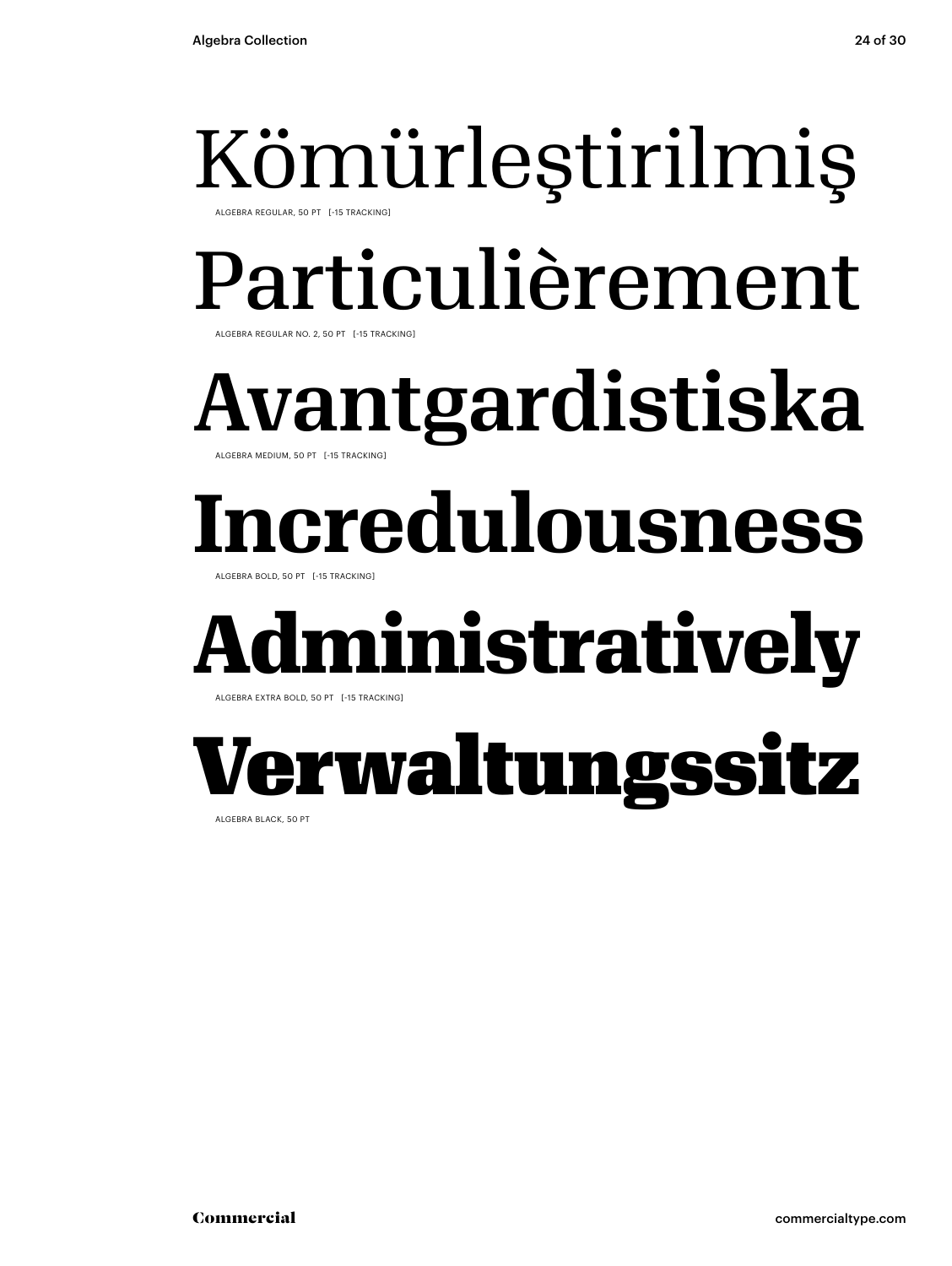Kömürleştirilmiş

ALGEBRA REGULAR, 50 PT [-15 TRACKING]

Particulièrement

ALGEBRA REGULAR NO. 2, 50 PT [-15 TRACKING]

Avantgardistiska

ALGEBRA MEDIUM, 50 PT [-15 TRACKING]

**Incredulousness**

ALGEBRA BOLD, 50 PT [-15 TRACKING]

**Administratively**

ALGEBRA EXTRA BOLD, 50 PT [-15 TRACKING]

**Verwaltungssitz**

ALGEBRA BLACK, 50 PT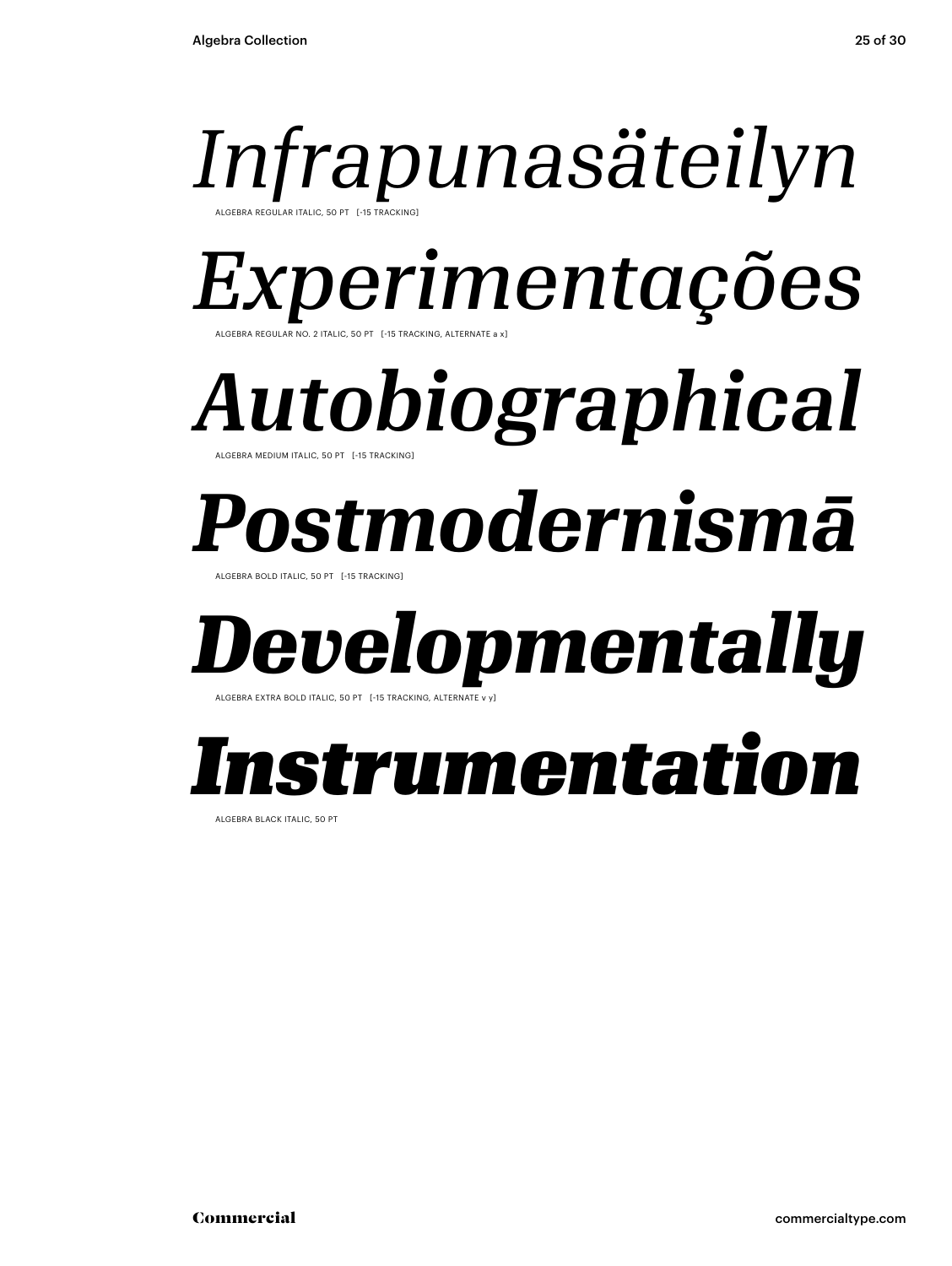*Infrapunasäteilyn*

ALGEBRA REGULAR ITALIC, 50 PT [-15 TRACKING]

*Experimentações*

ALGEBRA REGULAR NO. 2 ITALIC, 50 PT [-15 TRACKING, ALTERNATE a x]

***Autobiographical***

ALGEBRA MEDIUM ITALIC, 50 PT [-15 TRACKING]

***Postmodernismā***

ALGEBRA BOLD ITALIC, 50 PT [-15 TRACKING]

***Developmentally***

ALGEBRA EXTRA BOLD ITALIC, 50 PT [-15 TRACKING, ALTERNATE v y]

***Instrumentation***

ALGEBRA BLACK ITALIC, 50 PT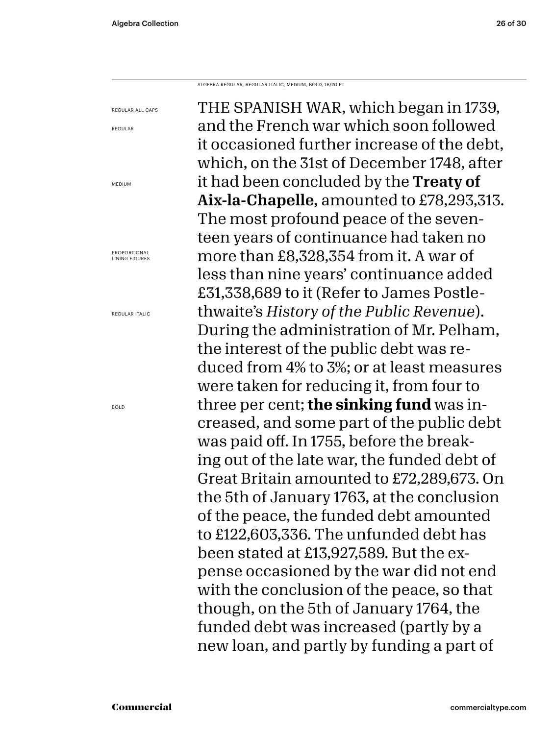ALGEBRA REGULAR, REGULAR ITALIC, MEDIUM, BOLD, 16/20 PT

REGULAR ALL CAPS

REGULAR

MEDIUM

PROPORTIONAL LINING FIGURES

REGULAR ITALIC

BOLD

THE SPANISH WAR, which began in 1739, and the French war which soon followed it occasioned further increase of the debt, which, on the 31st of December 1748, after it had been concluded by the **Treaty of Aix-la-Chapelle,** amounted to £78,293,313. The most profound peace of the seventeen years of continuance had taken no more than £8,328,354 from it. A war of less than nine years' continuance added £31,338,689 to it (Refer to James Postlethwaite's *History of the Public Revenue*). During the administration of Mr. Pelham, the interest of the public debt was reduced from 4% to 3%; or at least measures were taken for reducing it, from four to three per cent; **the sinking fund** was increased, and some part of the public debt was paid off. In 1755, before the breaking out of the late war, the funded debt of Great Britain amounted to £72,289,673. On the 5th of January 1763, at the conclusion of the peace, the funded debt amounted to £122,603,336. The unfunded debt has been stated at £13,927,589. But the expense occasioned by the war did not end with the conclusion of the peace, so that though, on the 5th of January 1764, the funded debt was increased (partly by a new loan, and partly by funding a part of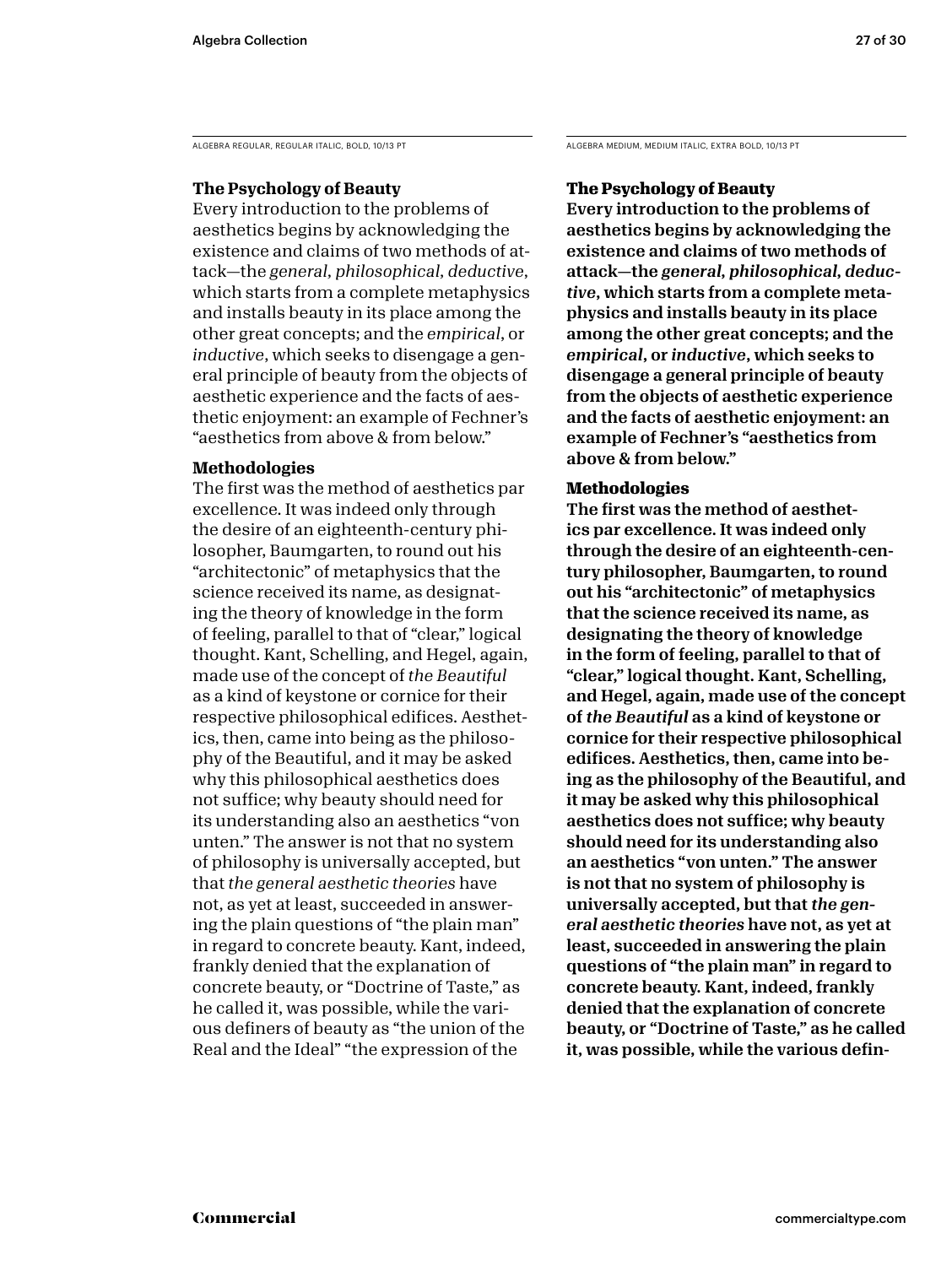ALGEBRA REGULAR, REGULAR ITALIC, BOLD, 10/13 PT

**The Psychology of Beauty**

Every introduction to the problems of aesthetics begins by acknowledging the existence and claims of two methods of attack—the *general, philosophical, deductive*, which starts from a complete metaphysics and installs beauty in its place among the other great concepts; and the *empirical*, or *inductive*, which seeks to disengage a general principle of beauty from the objects of aesthetic experience and the facts of aesthetic enjoyment: an example of Fechner's "aesthetics from above & from below."

**Methodologies**

The first was the method of aesthetics par excellence. It was indeed only through the desire of an eighteenth-century philosopher, Baumgarten, to round out his "architectonic" of metaphysics that the science received its name, as designating the theory of knowledge in the form of feeling, parallel to that of "clear," logical thought. Kant, Schelling, and Hegel, again, made use of the concept of *the Beautiful* as a kind of keystone or cornice for their respective philosophical edifices. Aesthetics, then, came into being as the philosophy of the Beautiful, and it may be asked why this philosophical aesthetics does not suffice; why beauty should need for its understanding also an aesthetics "von unten." The answer is not that no system of philosophy is universally accepted, but that *the general aesthetic theories* have not, as yet at least, succeeded in answering the plain questions of "the plain man" in regard to concrete beauty. Kant, indeed, frankly denied that the explanation of concrete beauty, or "Doctrine of Taste," as he called it, was possible, while the various definers of beauty as "the union of the Real and the Ideal" "the expression of the

ALGEBRA MEDIUM, MEDIUM ITALIC, EXTRA BOLD, 10/13 PT

**The Psychology of Beauty**

Every introduction to the problems of aesthetics begins by acknowledging the existence and claims of two methods of attack—the *general, philosophical, deductive*, which starts from a complete metaphysics and installs beauty in its place among the other great concepts; and the *empirical*, or *inductive*, which seeks to disengage a general principle of beauty from the objects of aesthetic experience and the facts of aesthetic enjoyment: an example of Fechner's "aesthetics from above & from below."

**Methodologies**

The first was the method of aesthetics par excellence. It was indeed only through the desire of an eighteenth-century philosopher, Baumgarten, to round out his "architectonic" of metaphysics that the science received its name, as designating the theory of knowledge in the form of feeling, parallel to that of "clear," logical thought. Kant, Schelling, and Hegel, again, made use of the concept of *the Beautiful* as a kind of keystone or cornice for their respective philosophical edifices. Aesthetics, then, came into being as the philosophy of the Beautiful, and it may be asked why this philosophical aesthetics does not suffice; why beauty should need for its understanding also an aesthetics "von unten." The answer is not that no system of philosophy is universally accepted, but that *the general aesthetic theories* have not, as yet at least, succeeded in answering the plain questions of "the plain man" in regard to concrete beauty. Kant, indeed, frankly denied that the explanation of concrete beauty, or "Doctrine of Taste," as he called it, was possible, while the various defin-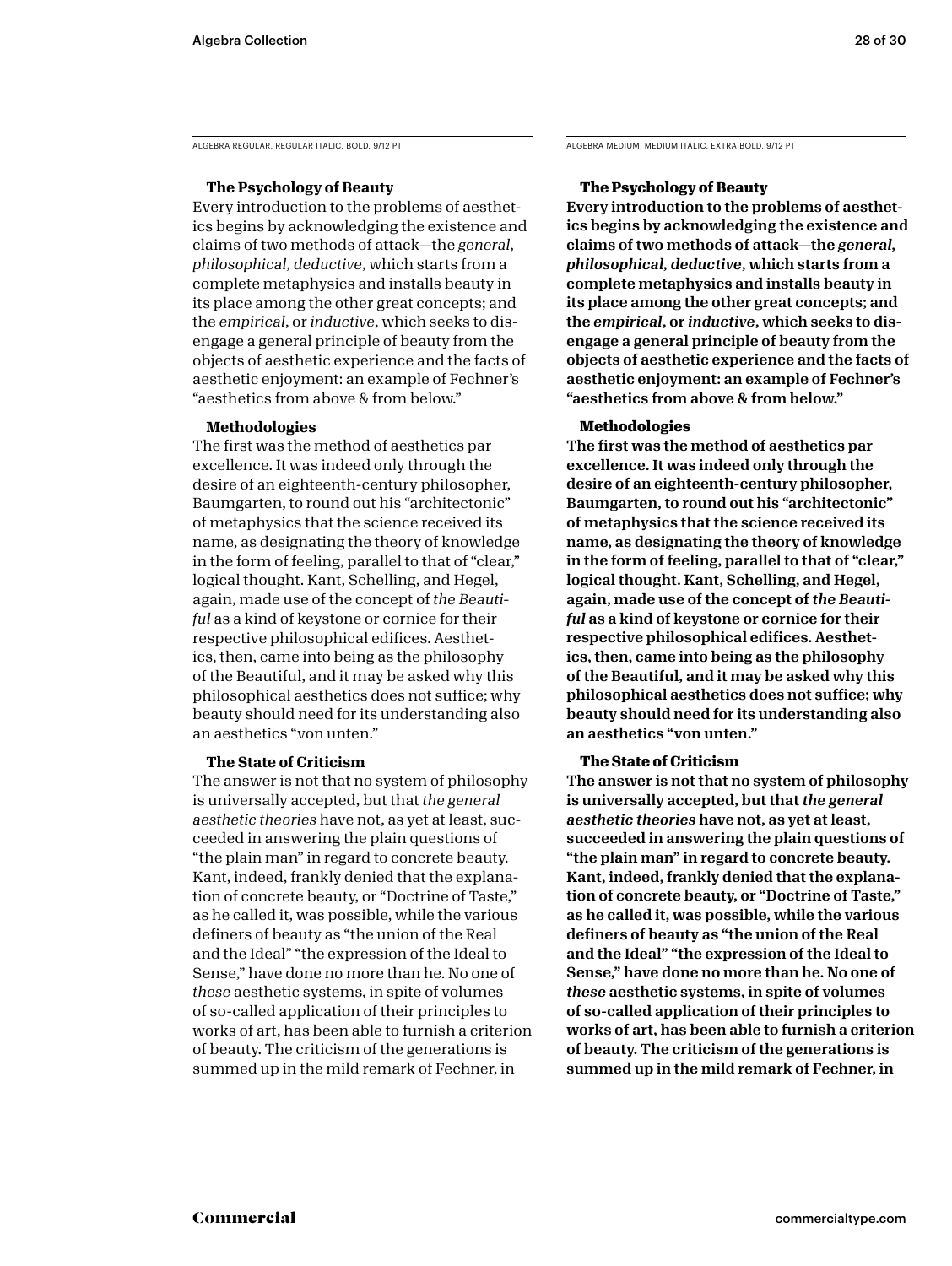ALGEBRA REGULAR, REGULAR ITALIC, BOLD, 9/12 PT

**The Psychology of Beauty**

Every introduction to the problems of aesthetics begins by acknowledging the existence and claims of two methods of attack—the *general, philosophical, deductive*, which starts from a complete metaphysics and installs beauty in its place among the other great concepts; and the *empirical*, or *inductive*, which seeks to disengage a general principle of beauty from the objects of aesthetic experience and the facts of aesthetic enjoyment: an example of Fechner's "aesthetics from above & from below."

**Methodologies**

The first was the method of aesthetics par excellence. It was indeed only through the desire of an eighteenth-century philosopher, Baumgarten, to round out his "architectonic" of metaphysics that the science received its name, as designating the theory of knowledge in the form of feeling, parallel to that of "clear," logical thought. Kant, Schelling, and Hegel, again, made use of the concept of *the Beautiful* as a kind of keystone or cornice for their respective philosophical edifices. Aesthetics, then, came into being as the philosophy of the Beautiful, and it may be asked why this philosophical aesthetics does not suffice; why beauty should need for its understanding also an aesthetics "von unten."

**The State of Criticism**

The answer is not that no system of philosophy is universally accepted, but that *the general aesthetic theories* have not, as yet at least, succeeded in answering the plain questions of "the plain man" in regard to concrete beauty. Kant, indeed, frankly denied that the explanation of concrete beauty, or "Doctrine of Taste," as he called it, was possible, while the various definers of beauty as "the union of the Real and the Ideal" "the expression of the Ideal to Sense," have done no more than he. No one of *these* aesthetic systems, in spite of volumes of so-called application of their principles to works of art, has been able to furnish a criterion of beauty. The criticism of the generations is summed up in the mild remark of Fechner, in

ALGEBRA MEDIUM, MEDIUM ITALIC, EXTRA BOLD, 9/12 PT

**The Psychology of Beauty**

Every introduction to the problems of aesthetics begins by acknowledging the existence and claims of two methods of attack—the *general, philosophical, deductive*, which starts from a complete metaphysics and installs beauty in its place among the other great concepts; and the *empirical*, or *inductive*, which seeks to disengage a general principle of beauty from the objects of aesthetic experience and the facts of aesthetic enjoyment: an example of Fechner's "aesthetics from above & from below."

**Methodologies**

The first was the method of aesthetics par excellence. It was indeed only through the desire of an eighteenth-century philosopher, Baumgarten, to round out his "architectonic" of metaphysics that the science received its name, as designating the theory of knowledge in the form of feeling, parallel to that of "clear," logical thought. Kant, Schelling, and Hegel, again, made use of the concept of *the Beautiful* as a kind of keystone or cornice for their respective philosophical edifices. Aesthetics, then, came into being as the philosophy of the Beautiful, and it may be asked why this philosophical aesthetics does not suffice; why beauty should need for its understanding also an aesthetics "von unten."

**The State of Criticism**

The answer is not that no system of philosophy is universally accepted, but that *the general aesthetic theories* have not, as yet at least, succeeded in answering the plain questions of "the plain man" in regard to concrete beauty. Kant, indeed, frankly denied that the explanation of concrete beauty, or "Doctrine of Taste," as he called it, was possible, while the various definers of beauty as "the union of the Real and the Ideal" "the expression of the Ideal to Sense," have done no more than he. No one of *these* aesthetic systems, in spite of volumes of so-called application of their principles to works of art, has been able to furnish a criterion of beauty. The criticism of the generations is summed up in the mild remark of Fechner, in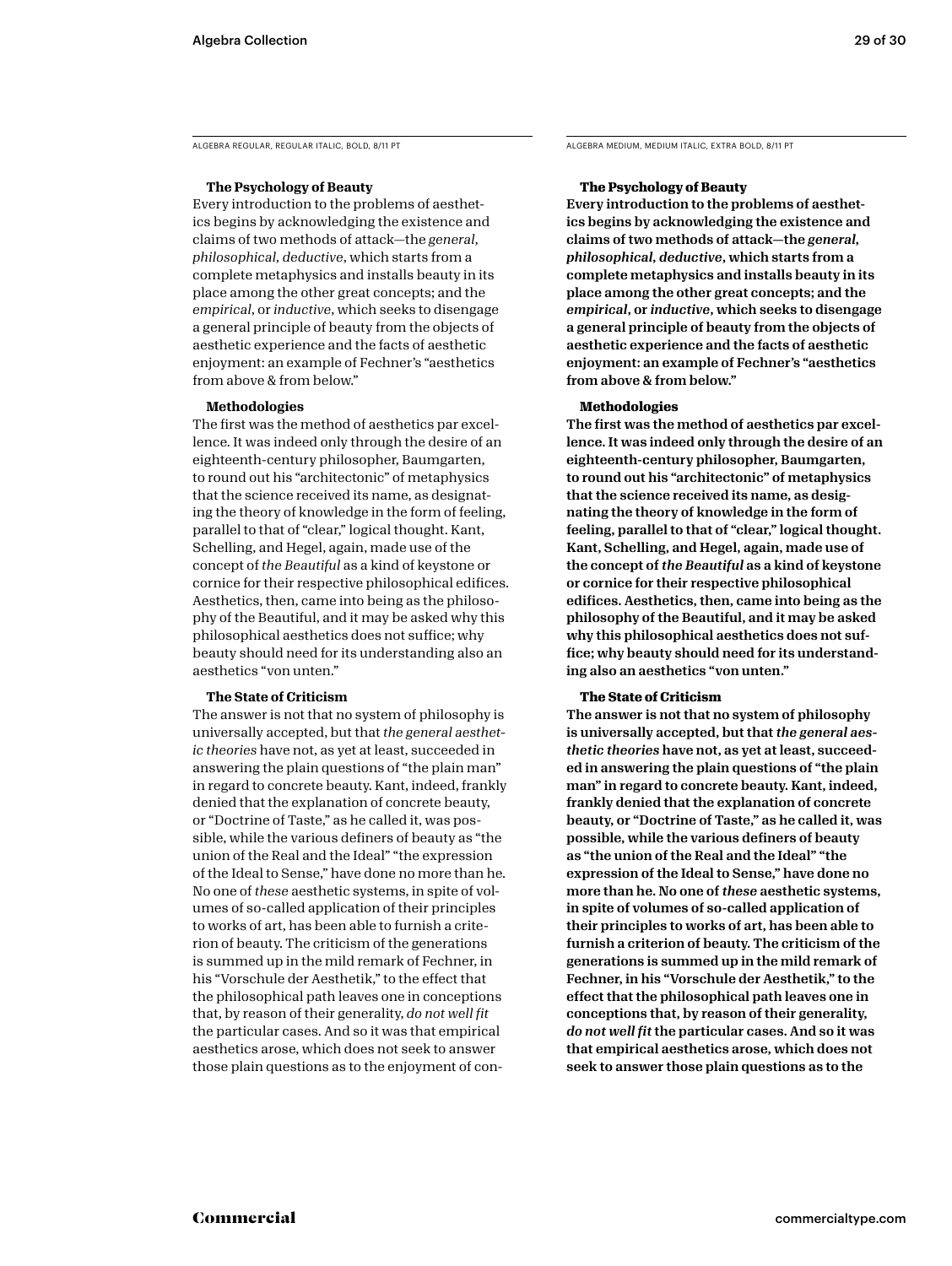ALGEBRA REGULAR, REGULAR ITALIC, BOLD, 8/11 PT

**The Psychology of Beauty**

Every introduction to the problems of aesthetics begins by acknowledging the existence and claims of two methods of attack—the *general*, *philosophical*, *deductive*, which starts from a complete metaphysics and installs beauty in its place among the other great concepts; and the *empirical*, or *inductive*, which seeks to disengage a general principle of beauty from the objects of aesthetic experience and the facts of aesthetic enjoyment: an example of Fechner's "aesthetics from above & from below."

**Methodologies**

The first was the method of aesthetics par excellence. It was indeed only through the desire of an eighteenth-century philosopher, Baumgarten, to round out his "architectonic" of metaphysics that the science received its name, as designating the theory of knowledge in the form of feeling, parallel to that of "clear," logical thought. Kant, Schelling, and Hegel, again, made use of the concept of *the Beautiful* as a kind of keystone or cornice for their respective philosophical edifices. Aesthetics, then, came into being as the philosophy of the Beautiful, and it may be asked why this philosophical aesthetics does not suffice; why beauty should need for its understanding also an aesthetics "von unten."

**The State of Criticism**

The answer is not that no system of philosophy is universally accepted, but that *the general aesthetic theories* have not, as yet at least, succeeded in answering the plain questions of "the plain man" in regard to concrete beauty. Kant, indeed, frankly denied that the explanation of concrete beauty, or "Doctrine of Taste," as he called it, was possible, while the various definers of beauty as "the union of the Real and the Ideal" "the expression of the Ideal to Sense," have done no more than he. No one of *these* aesthetic systems, in spite of volumes of so-called application of their principles to works of art, has been able to furnish a criterion of beauty. The criticism of the generations is summed up in the mild remark of Fechner, in his "Vorschule der Aesthetik," to the effect that the philosophical path leaves one in conceptions that, by reason of their generality, *do not well fit* the particular cases. And so it was that empirical aesthetics arose, which does not seek to answer those plain questions as to the enjoyment of con-

ALGEBRA MEDIUM, MEDIUM ITALIC, EXTRA BOLD, 8/11 PT

**The Psychology of Beauty**

Every introduction to the problems of aesthetics begins by acknowledging the existence and claims of two methods of attack—the *general*, *philosophical*, *deductive*, which starts from a complete metaphysics and installs beauty in its place among the other great concepts; and the *empirical*, or *inductive*, which seeks to disengage a general principle of beauty from the objects of aesthetic experience and the facts of aesthetic enjoyment: an example of Fechner's "aesthetics from above & from below."

**Methodologies**

The first was the method of aesthetics par excellence. It was indeed only through the desire of an eighteenth-century philosopher, Baumgarten, to round out his "architectonic" of metaphysics that the science received its name, as designating the theory of knowledge in the form of feeling, parallel to that of "clear," logical thought. Kant, Schelling, and Hegel, again, made use of the concept of *the Beautiful* as a kind of keystone or cornice for their respective philosophical edifices. Aesthetics, then, came into being as the philosophy of the Beautiful, and it may be asked why this philosophical aesthetics does not suffice; why beauty should need for its understanding also an aesthetics "von unten."

**The State of Criticism**

The answer is not that no system of philosophy is universally accepted, but that *the general aesthetic theories* have not, as yet at least, succeeded in answering the plain questions of "the plain man" in regard to concrete beauty. Kant, indeed, frankly denied that the explanation of concrete beauty, or "Doctrine of Taste," as he called it, was possible, while the various definers of beauty as "the union of the Real and the Ideal" "the expression of the Ideal to Sense," have done no more than he. No one of *these* aesthetic systems, in spite of volumes of so-called application of their principles to works of art, has been able to furnish a criterion of beauty. The criticism of the generations is summed up in the mild remark of Fechner, in his "Vorschule der Aesthetik," to the effect that the philosophical path leaves one in conceptions that, by reason of their generality, *do not well fit* the particular cases. And so it was that empirical aesthetics arose, which does not seek to answer those plain questions as to the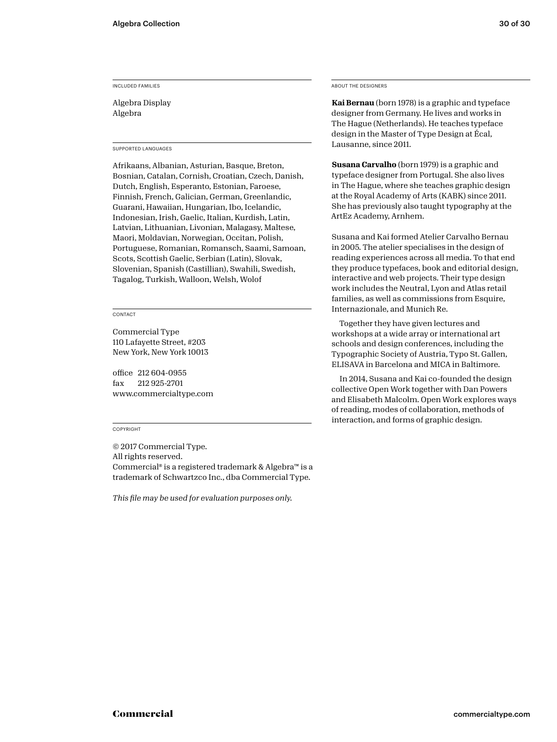INCLUDED FAMILIES

Algebra Display
Algebra

SUPPORTED LANGUAGES

Afrikaans, Albanian, Asturian, Basque, Breton, Bosnian, Catalan, Cornish, Croatian, Czech, Danish, Dutch, English, Esperanto, Estonian, Faroese, Finnish, French, Galician, German, Greenlandic, Guarani, Hawaiian, Hungarian, Ibo, Icelandic, Indonesian, Irish, Gaelic, Italian, Kurdish, Latin, Latvian, Lithuanian, Livonian, Malagasy, Maltese, Maori, Moldavian, Norwegian, Occitan, Polish, Portuguese, Romanian, Romansch, Saami, Samoan, Scots, Scottish Gaelic, Serbian (Latin), Slovak, Slovenian, Spanish (Castillian), Swahili, Swedish, Tagalog, Turkish, Walloon, Welsh, Wolof

CONTACT

Commercial Type
110 Lafayette Street, #203
New York, New York 10013

office 212 604-0955
fax 212 925-2701
www.commercialtype.com

COPYRIGHT

© 2017 Commercial Type.
All rights reserved.
Commercial® is a registered trademark & Algebra™ is a trademark of Schwartzco Inc., dba Commercial Type.

*This file may be used for evaluation purposes only.*

ABOUT THE DESIGNERS

**Kai Bernau** (born 1978) is a graphic and typeface designer from Germany. He lives and works in The Hague (Netherlands). He teaches typeface design in the Master of Type Design at Écal, Lausanne, since 2011.

**Susana Carvalho** (born 1979) is a graphic and typeface designer from Portugal. She also lives in The Hague, where she teaches graphic design at the Royal Academy of Arts (KABK) since 2011. She has previously also taught typography at the ArtEz Academy, Arnhem.

Susana and Kai formed Atelier Carvalho Bernau in 2005. The atelier specialises in the design of reading experiences across all media. To that end they produce typefaces, book and editorial design, interactive and web projects. Their type design work includes the Neutral, Lyon and Atlas retail families, as well as commissions from Esquire, Internazionale, and Munich Re.

Together they have given lectures and workshops at a wide array or international art schools and design conferences, including the Typographic Society of Austria, Typo St. Gallen, ELISAVA in Barcelona and MICA in Baltimore.

In 2014, Susana and Kai co-founded the design collective Open Work together with Dan Powers and Elisabeth Malcolm. Open Work explores ways of reading, modes of collaboration, methods of interaction, and forms of graphic design.